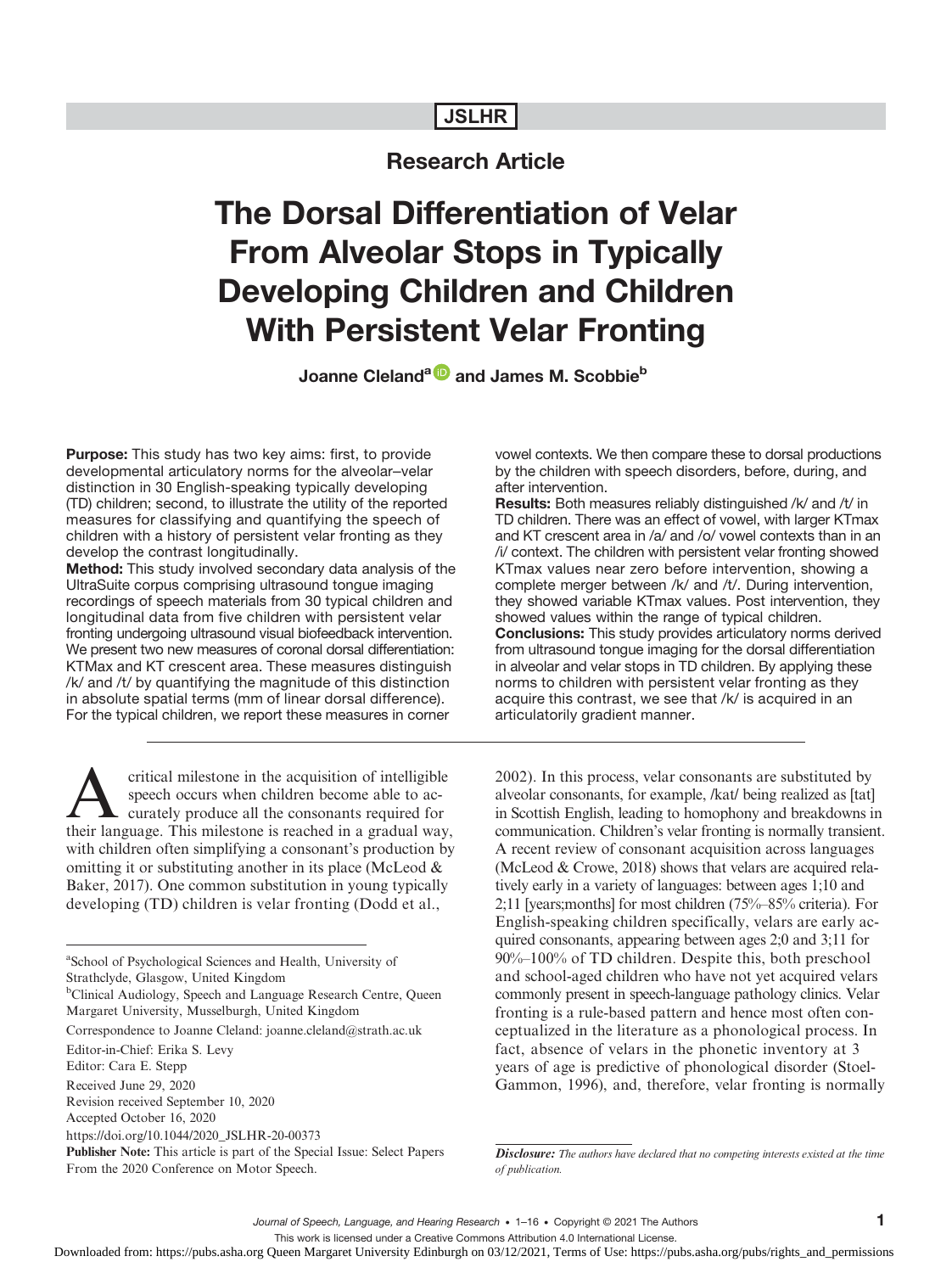**JSLHR**

**Research Article**

# The Dorsal Differentiation of Velar From Alveolar Stops in Typically Developing Children and Children With Persistent Velar Fronting

**Joanne Cleland[a] and James M. Scobbie[b]**

**Purpose:** This study has two key aims: first, to provide developmental articulatory norms for the alveolar–velar distinction in 30 English-speaking typically developing (TD) children; second, to illustrate the utility of the reported measures for classifying and quantifying the speech of children with a history of persistent velar fronting as they develop the contrast longitudinally.

**Method:** This study involved secondary data analysis of the UltraSuite corpus comprising ultrasound tongue imaging recordings of speech materials from 30 typical children and longitudinal data from five children with persistent velar fronting undergoing ultrasound visual biofeedback intervention. We present two new measures of coronal dorsal differentiation: KTMax and KT crescent area. These measures distinguish /k/ and /t/ by quantifying the magnitude of this distinction in absolute spatial terms (mm of linear dorsal difference). For the typical children, we report these measures in corner vowel contexts. We then compare these to dorsal productions by the children with speech disorders, before, during, and after intervention.

**Results:** Both measures reliably distinguished /k/ and /t/ in TD children. There was an effect of vowel, with larger KTmax and KT crescent area in /a/ and /o/ vowel contexts than in an /i/ context. The children with persistent velar fronting showed KTmax values near zero before intervention, showing a complete merger between /k/ and /t/. During intervention, they showed variable KTmax values. Post intervention, they showed values within the range of typical children.

**Conclusions:** This study provides articulatory norms derived from ultrasound tongue imaging for the dorsal differentiation in alveolar and velar stops in TD children. By applying these norms to children with persistent velar fronting as they acquire this contrast, we see that /k/ is acquired in an articulatorily gradient manner.

A critical milestone in the acquisition of intelligible speech occurs when children become able to accurately produce all the consonants required for their language. This milestone is reached in a gradual way, with children often simplifying a consonant's production by omitting it or substituting another in its place (McLeod & Baker, 2017). One common substitution in young typically developing (TD) children is velar fronting (Dodd et al., 2002). In this process, velar consonants are substituted by alveolar consonants, for example, /kat/ being realized as [tat] in Scottish English, leading to homophony and breakdowns in communication. Children's velar fronting is normally transient. A recent review of consonant acquisition across languages (McLeod & Crowe, 2018) shows that velars are acquired relatively early in a variety of languages: between ages 1;10 and 2;11 [years;months] for most children (75%–85% criteria). For English-speaking children specifically, velars are early acquired consonants, appearing between ages 2;0 and 3;11 for 90%–100% of TD children. Despite this, both preschool and school-aged children who have not yet acquired velars commonly present in speech-language pathology clinics. Velar fronting is a rule-based pattern and hence most often conceptualized in the literature as a phonological process. In fact, absence of velars in the phonetic inventory at 3 years of age is predictive of phonological disorder (Stoel-Gammon, 1996), and, therefore, velar fronting is normally

---

[a]School of Psychological Sciences and Health, University of Strathclyde, Glasgow, United Kingdom

[b]Clinical Audiology, Speech and Language Research Centre, Queen Margaret University, Musselburgh, United Kingdom

Correspondence to Joanne Cleland: joanne.cleland@strath.ac.uk

Editor-in-Chief: Erika S. Levy

Editor: Cara E. Stepp

Received June 29, 2020

Revision received September 10, 2020

Accepted October 16, 2020

https://doi.org/10.1044/2020_JSLHR-20-00373

**Publisher Note:** This article is part of the Special Issue: Select Papers From the 2020 Conference on Motor Speech.

***Disclosure:*** *The authors have declared that no competing interests existed at the time of publication.*

This work is licensed under a Creative Commons Attribution 4.0 International License.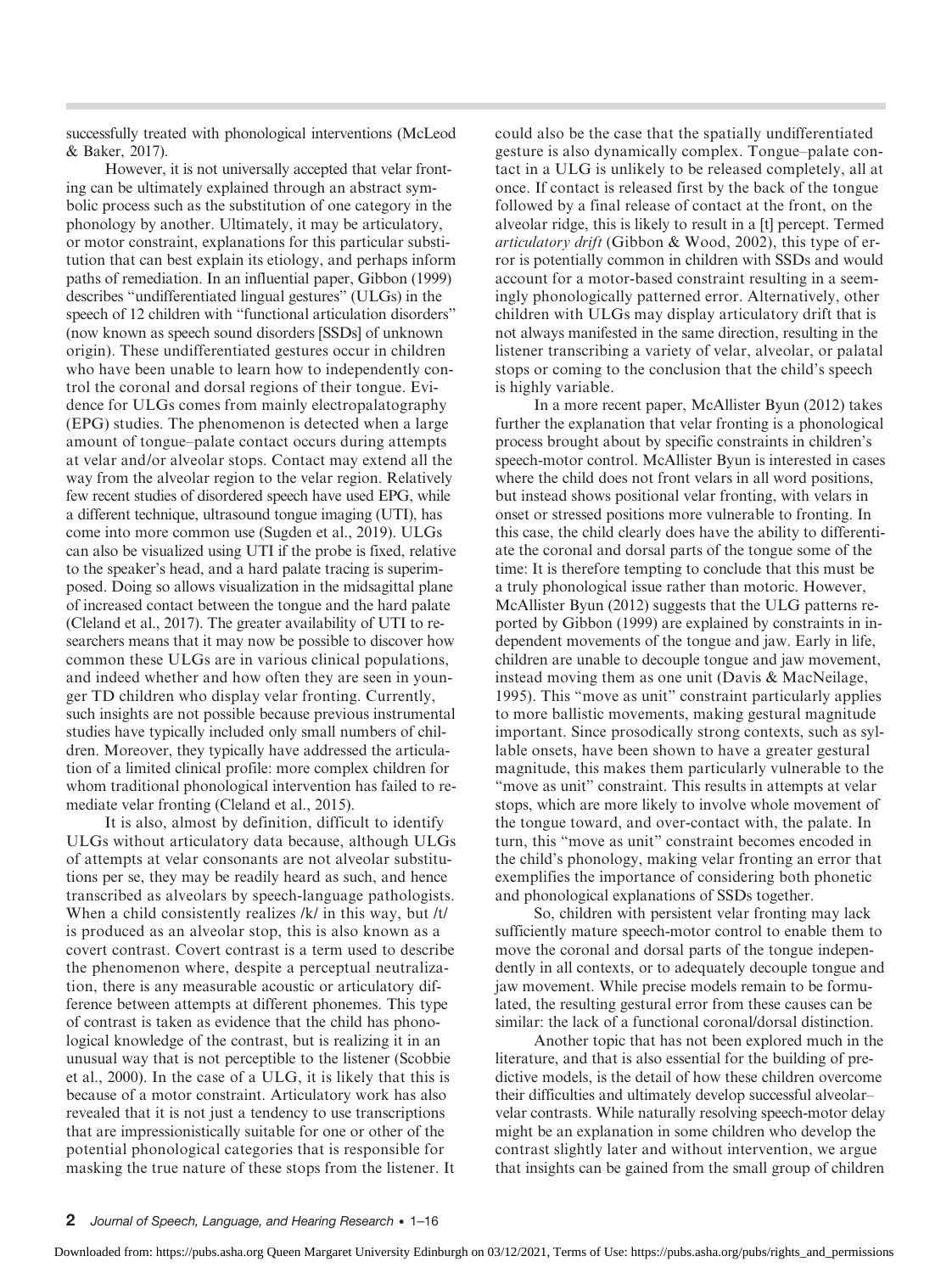successfully treated with phonological interventions (McLeod & Baker, 2017).

However, it is not universally accepted that velar fronting can be ultimately explained through an abstract symbolic process such as the substitution of one category in the phonology by another. Ultimately, it may be articulatory, or motor constraint, explanations for this particular substitution that can best explain its etiology, and perhaps inform paths of remediation. In an influential paper, Gibbon (1999) describes "undifferentiated lingual gestures" (ULGs) in the speech of 12 children with "functional articulation disorders" (now known as speech sound disorders [SSDs] of unknown origin). These undifferentiated gestures occur in children who have been unable to learn how to independently control the coronal and dorsal regions of their tongue. Evidence for ULGs comes from mainly electropalatography (EPG) studies. The phenomenon is detected when a large amount of tongue–palate contact occurs during attempts at velar and/or alveolar stops. Contact may extend all the way from the alveolar region to the velar region. Relatively few recent studies of disordered speech have used EPG, while a different technique, ultrasound tongue imaging (UTI), has come into more common use (Sugden et al., 2019). ULGs can also be visualized using UTI if the probe is fixed, relative to the speaker's head, and a hard palate tracing is superimposed. Doing so allows visualization in the midsagittal plane of increased contact between the tongue and the hard palate (Cleland et al., 2017). The greater availability of UTI to researchers means that it may now be possible to discover how common these ULGs are in various clinical populations, and indeed whether and how often they are seen in younger TD children who display velar fronting. Currently, such insights are not possible because previous instrumental studies have typically included only small numbers of children. Moreover, they typically have addressed the articulation of a limited clinical profile: more complex children for whom traditional phonological intervention has failed to remediate velar fronting (Cleland et al., 2015).

It is also, almost by definition, difficult to identify ULGs without articulatory data because, although ULGs of attempts at velar consonants are not alveolar substitutions per se, they may be readily heard as such, and hence transcribed as alveolars by speech-language pathologists. When a child consistently realizes /k/ in this way, but /t/ is produced as an alveolar stop, this is also known as a covert contrast. Covert contrast is a term used to describe the phenomenon where, despite a perceptual neutralization, there is any measurable acoustic or articulatory difference between attempts at different phonemes. This type of contrast is taken as evidence that the child has phonological knowledge of the contrast, but is realizing it in an unusual way that is not perceptible to the listener (Scobbie et al., 2000). In the case of a ULG, it is likely that this is because of a motor constraint. Articulatory work has also revealed that it is not just a tendency to use transcriptions that are impressionistically suitable for one or other of the potential phonological categories that is responsible for masking the true nature of these stops from the listener. It could also be the case that the spatially undifferentiated gesture is also dynamically complex. Tongue–palate contact in a ULG is unlikely to be released completely, all at once. If contact is released first by the back of the tongue followed by a final release of contact at the front, on the alveolar ridge, this is likely to result in a [t] percept. Termed *articulatory drift* (Gibbon & Wood, 2002), this type of error is potentially common in children with SSDs and would account for a motor-based constraint resulting in a seemingly phonologically patterned error. Alternatively, other children with ULGs may display articulatory drift that is not always manifested in the same direction, resulting in the listener transcribing a variety of velar, alveolar, or palatal stops or coming to the conclusion that the child's speech is highly variable.

In a more recent paper, McAllister Byun (2012) takes further the explanation that velar fronting is a phonological process brought about by specific constraints in children's speech-motor control. McAllister Byun is interested in cases where the child does not front velars in all word positions, but instead shows positional velar fronting, with velars in onset or stressed positions more vulnerable to fronting. In this case, the child clearly does have the ability to differentiate the coronal and dorsal parts of the tongue some of the time: It is therefore tempting to conclude that this must be a truly phonological issue rather than motoric. However, McAllister Byun (2012) suggests that the ULG patterns reported by Gibbon (1999) are explained by constraints in independent movements of the tongue and jaw. Early in life, children are unable to decouple tongue and jaw movement, instead moving them as one unit (Davis & MacNeilage, 1995). This "move as unit" constraint particularly applies to more ballistic movements, making gestural magnitude important. Since prosodically strong contexts, such as syllable onsets, have been shown to have a greater gestural magnitude, this makes them particularly vulnerable to the "move as unit" constraint. This results in attempts at velar stops, which are more likely to involve whole movement of the tongue toward, and over-contact with, the palate. In turn, this "move as unit" constraint becomes encoded in the child's phonology, making velar fronting an error that exemplifies the importance of considering both phonetic and phonological explanations of SSDs together.

So, children with persistent velar fronting may lack sufficiently mature speech-motor control to enable them to move the coronal and dorsal parts of the tongue independently in all contexts, or to adequately decouple tongue and jaw movement. While precise models remain to be formulated, the resulting gestural error from these causes can be similar: the lack of a functional coronal/dorsal distinction.

Another topic that has not been explored much in the literature, and that is also essential for the building of predictive models, is the detail of how these children overcome their difficulties and ultimately develop successful alveolar–velar contrasts. While naturally resolving speech-motor delay might be an explanation in some children who develop the contrast slightly later and without intervention, we argue that insights can be gained from the small group of children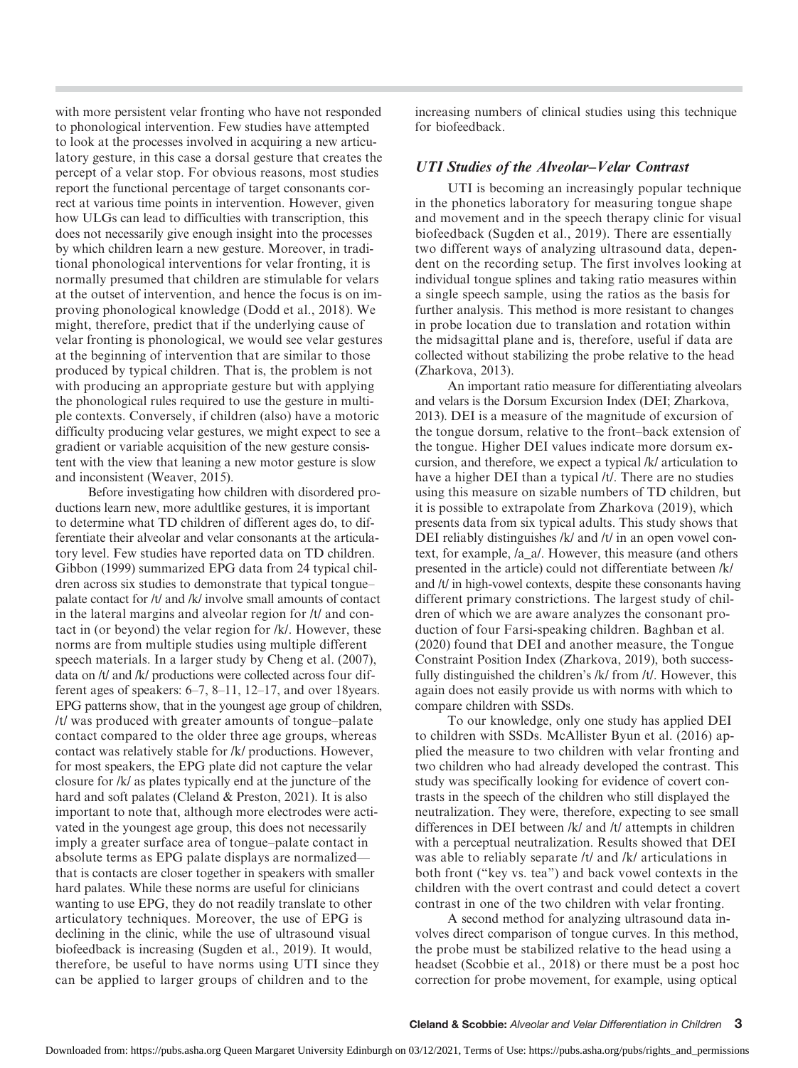with more persistent velar fronting who have not responded to phonological intervention. Few studies have attempted to look at the processes involved in acquiring a new articulatory gesture, in this case a dorsal gesture that creates the percept of a velar stop. For obvious reasons, most studies report the functional percentage of target consonants correct at various time points in intervention. However, given how ULGs can lead to difficulties with transcription, this does not necessarily give enough insight into the processes by which children learn a new gesture. Moreover, in traditional phonological interventions for velar fronting, it is normally presumed that children are stimulable for velars at the outset of intervention, and hence the focus is on improving phonological knowledge (Dodd et al., 2018). We might, therefore, predict that if the underlying cause of velar fronting is phonological, we would see velar gestures at the beginning of intervention that are similar to those produced by typical children. That is, the problem is not with producing an appropriate gesture but with applying the phonological rules required to use the gesture in multiple contexts. Conversely, if children (also) have a motoric difficulty producing velar gestures, we might expect to see a gradient or variable acquisition of the new gesture consistent with the view that leaning a new motor gesture is slow and inconsistent (Weaver, 2015).

Before investigating how children with disordered productions learn new, more adultlike gestures, it is important to determine what TD children of different ages do, to differentiate their alveolar and velar consonants at the articulatory level. Few studies have reported data on TD children. Gibbon (1999) summarized EPG data from 24 typical children across six studies to demonstrate that typical tongue–palate contact for /t/ and /k/ involve small amounts of contact in the lateral margins and alveolar region for /t/ and contact in (or beyond) the velar region for /k/. However, these norms are from multiple studies using multiple different speech materials. In a larger study by Cheng et al. (2007), data on /t/ and /k/ productions were collected across four different ages of speakers: 6–7, 8–11, 12–17, and over 18years. EPG patterns show, that in the youngest age group of children, /t/ was produced with greater amounts of tongue–palate contact compared to the older three age groups, whereas contact was relatively stable for /k/ productions. However, for most speakers, the EPG plate did not capture the velar closure for /k/ as plates typically end at the juncture of the hard and soft palates (Cleland & Preston, 2021). It is also important to note that, although more electrodes were activated in the youngest age group, this does not necessarily imply a greater surface area of tongue–palate contact in absolute terms as EPG palate displays are normalized—that is contacts are closer together in speakers with smaller hard palates. While these norms are useful for clinicians wanting to use EPG, they do not readily translate to other articulatory techniques. Moreover, the use of EPG is declining in the clinic, while the use of ultrasound visual biofeedback is increasing (Sugden et al., 2019). It would, therefore, be useful to have norms using UTI since they can be applied to larger groups of children and to the increasing numbers of clinical studies using this technique for biofeedback.

### UTI Studies of the Alveolar–Velar Contrast

UTI is becoming an increasingly popular technique in the phonetics laboratory for measuring tongue shape and movement and in the speech therapy clinic for visual biofeedback (Sugden et al., 2019). There are essentially two different ways of analyzing ultrasound data, dependent on the recording setup. The first involves looking at individual tongue splines and taking ratio measures within a single speech sample, using the ratios as the basis for further analysis. This method is more resistant to changes in probe location due to translation and rotation within the midsagittal plane and is, therefore, useful if data are collected without stabilizing the probe relative to the head (Zharkova, 2013).

An important ratio measure for differentiating alveolars and velars is the Dorsum Excursion Index (DEI; Zharkova, 2013). DEI is a measure of the magnitude of excursion of the tongue dorsum, relative to the front–back extension of the tongue. Higher DEI values indicate more dorsum excursion, and therefore, we expect a typical /k/ articulation to have a higher DEI than a typical /t/. There are no studies using this measure on sizable numbers of TD children, but it is possible to extrapolate from Zharkova (2019), which presents data from six typical adults. This study shows that DEI reliably distinguishes /k/ and /t/ in an open vowel context, for example, /a_a/. However, this measure (and others presented in the article) could not differentiate between /k/ and /t/ in high-vowel contexts, despite these consonants having different primary constrictions. The largest study of children of which we are aware analyzes the consonant production of four Farsi-speaking children. Baghban et al. (2020) found that DEI and another measure, the Tongue Constraint Position Index (Zharkova, 2019), both successfully distinguished the children's /k/ from /t/. However, this again does not easily provide us with norms with which to compare children with SSDs.

To our knowledge, only one study has applied DEI to children with SSDs. McAllister Byun et al. (2016) applied the measure to two children with velar fronting and two children who had already developed the contrast. This study was specifically looking for evidence of covert contrasts in the speech of the children who still displayed the neutralization. They were, therefore, expecting to see small differences in DEI between /k/ and /t/ attempts in children with a perceptual neutralization. Results showed that DEI was able to reliably separate /t/ and /k/ articulations in both front ("key vs. tea") and back vowel contexts in the children with the overt contrast and could detect a covert contrast in one of the two children with velar fronting.

A second method for analyzing ultrasound data involves direct comparison of tongue curves. In this method, the probe must be stabilized relative to the head using a headset (Scobbie et al., 2018) or there must be a post hoc correction for probe movement, for example, using optical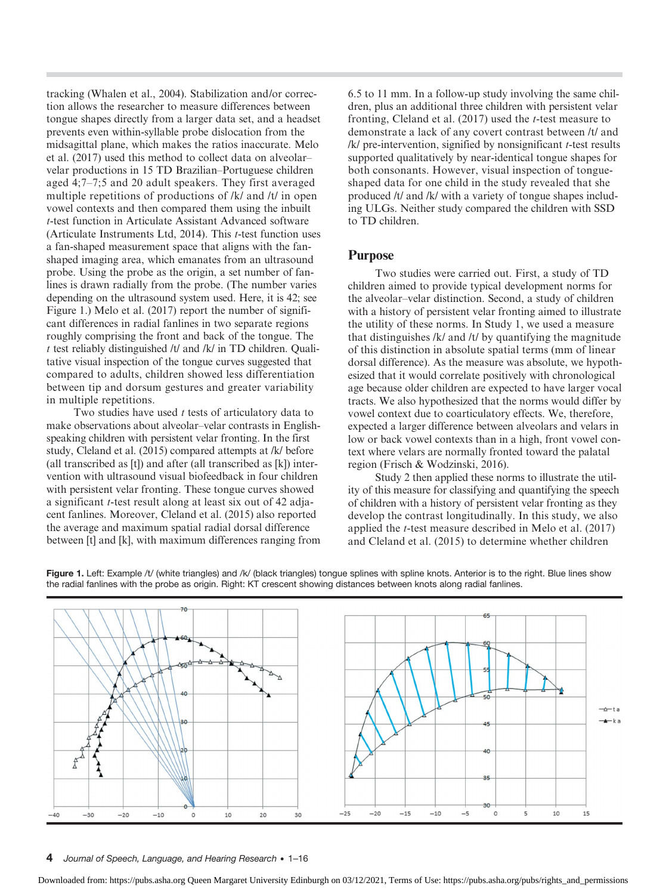tracking (Whalen et al., 2004). Stabilization and/or correction allows the researcher to measure differences between tongue shapes directly from a larger data set, and a headset prevents even within-syllable probe dislocation from the midsagittal plane, which makes the ratios inaccurate. Melo et al. (2017) used this method to collect data on alveolar–velar productions in 15 TD Brazilian–Portuguese children aged 4;7–7;5 and 20 adult speakers. They first averaged multiple repetitions of productions of /k/ and /t/ in open vowel contexts and then compared them using the inbuilt *t*-test function in Articulate Assistant Advanced software (Articulate Instruments Ltd, 2014). This *t*-test function uses a fan-shaped measurement space that aligns with the fan-shaped imaging area, which emanates from an ultrasound probe. Using the probe as the origin, a set number of fanlines is drawn radially from the probe. (The number varies depending on the ultrasound system used. Here, it is 42; see Figure 1.) Melo et al. (2017) report the number of significant differences in radial fanlines in two separate regions roughly comprising the front and back of the tongue. The *t* test reliably distinguished /t/ and /k/ in TD children. Qualitative visual inspection of the tongue curves suggested that compared to adults, children showed less differentiation between tip and dorsum gestures and greater variability in multiple repetitions.

Two studies have used *t* tests of articulatory data to make observations about alveolar–velar contrasts in English-speaking children with persistent velar fronting. In the first study, Cleland et al. (2015) compared attempts at /k/ before (all transcribed as [t]) and after (all transcribed as [k]) intervention with ultrasound visual biofeedback in four children with persistent velar fronting. These tongue curves showed a significant *t*-test result along at least six out of 42 adjacent fanlines. Moreover, Cleland et al. (2015) also reported the average and maximum spatial radial dorsal difference between [t] and [k], with maximum differences ranging from 6.5 to 11 mm. In a follow-up study involving the same children, plus an additional three children with persistent velar fronting, Cleland et al. (2017) used the *t*-test measure to demonstrate a lack of any covert contrast between /t/ and /k/ pre-intervention, signified by nonsignificant *t*-test results supported qualitatively by near-identical tongue shapes for both consonants. However, visual inspection of tongue-shaped data for one child in the study revealed that she produced /t/ and /k/ with a variety of tongue shapes including ULGs. Neither study compared the children with SSD to TD children.

## Purpose

Two studies were carried out. First, a study of TD children aimed to provide typical development norms for the alveolar–velar distinction. Second, a study of children with a history of persistent velar fronting aimed to illustrate the utility of these norms. In Study 1, we used a measure that distinguishes /k/ and /t/ by quantifying the magnitude of this distinction in absolute spatial terms (mm of linear dorsal difference). As the measure was absolute, we hypothesized that it would correlate positively with chronological age because older children are expected to have larger vocal tracts. We also hypothesized that the norms would differ by vowel context due to coarticulatory effects. We, therefore, expected a larger difference between alveolars and velars in low or back vowel contexts than in a high, front vowel context where velars are normally fronted toward the palatal region (Frisch & Wodzinski, 2016).

Study 2 then applied these norms to illustrate the utility of this measure for classifying and quantifying the speech of children with a history of persistent velar fronting as they develop the contrast longitudinally. In this study, we also applied the *t*-test measure described in Melo et al. (2017) and Cleland et al. (2015) to determine whether children

**Figure 1.** Left: Example /t/ (white triangles) and /k/ (black triangles) tongue splines with spline knots. Anterior is to the right. Blue lines show the radial fanlines with the probe as origin. Right: KT crescent showing distances between knots along radial fanlines.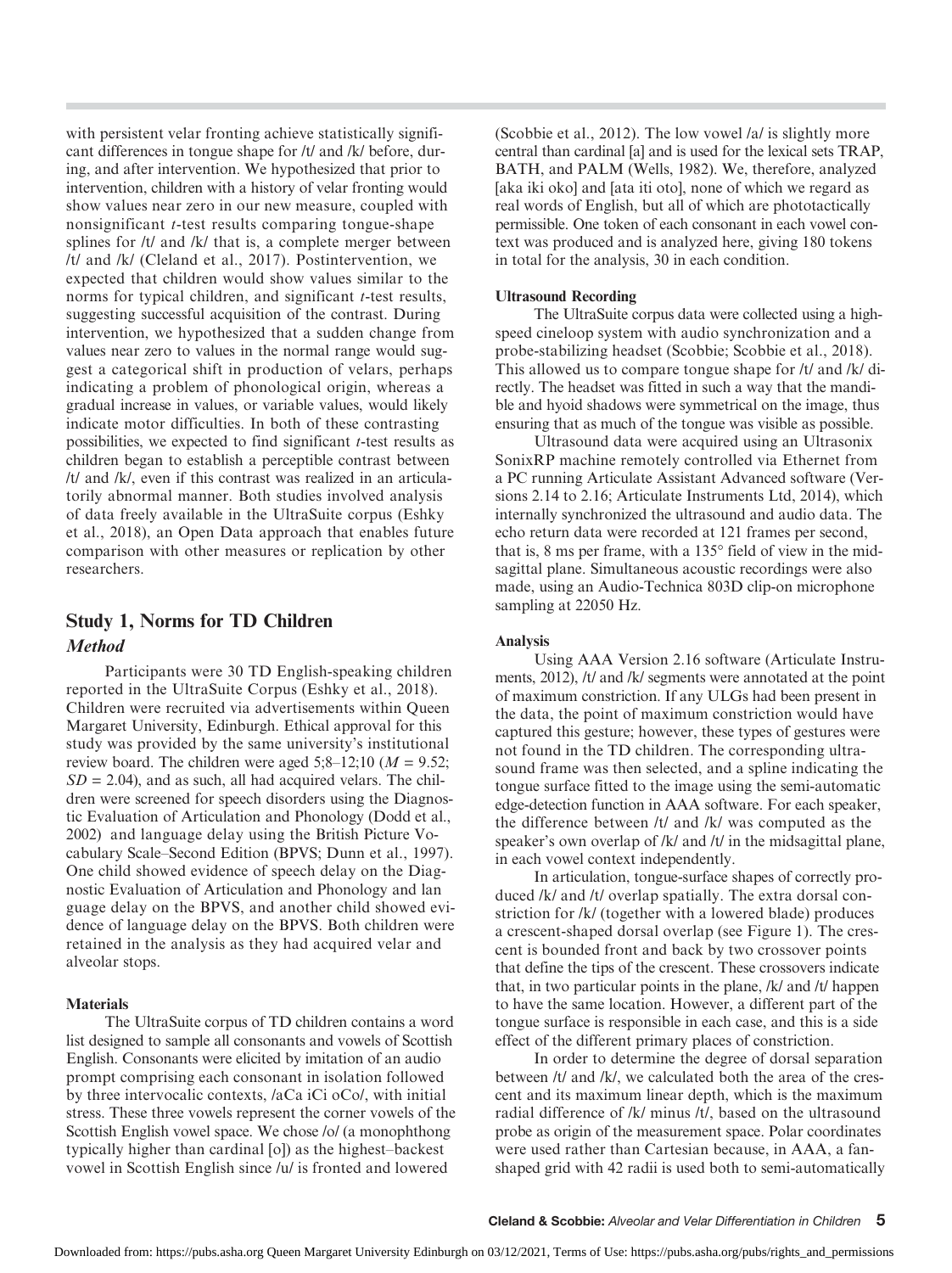with persistent velar fronting achieve statistically significant differences in tongue shape for /t/ and /k/ before, during, and after intervention. We hypothesized that prior to intervention, children with a history of velar fronting would show values near zero in our new measure, coupled with nonsignificant *t*-test results comparing tongue-shape splines for /t/ and /k/ that is, a complete merger between /t/ and /k/ (Cleland et al., 2017). Postintervention, we expected that children would show values similar to the norms for typical children, and significant *t*-test results, suggesting successful acquisition of the contrast. During intervention, we hypothesized that a sudden change from values near zero to values in the normal range would suggest a categorical shift in production of velars, perhaps indicating a problem of phonological origin, whereas a gradual increase in values, or variable values, would likely indicate motor difficulties. In both of these contrasting possibilities, we expected to find significant *t*-test results as children began to establish a perceptible contrast between /t/ and /k/, even if this contrast was realized in an articulatorily abnormal manner. Both studies involved analysis of data freely available in the UltraSuite corpus (Eshky et al., 2018), an Open Data approach that enables future comparison with other measures or replication by other researchers.

## Study 1, Norms for TD Children

### *Method*

Participants were 30 TD English-speaking children reported in the UltraSuite Corpus (Eshky et al., 2018). Children were recruited via advertisements within Queen Margaret University, Edinburgh. Ethical approval for this study was provided by the same university's institutional review board. The children were aged 5;8–12;10 ($M$ = 9.52; $SD$ = 2.04), and as such, all had acquired velars. The children were screened for speech disorders using the Diagnostic Evaluation of Articulation and Phonology (Dodd et al., 2002) and language delay using the British Picture Vocabulary Scale–Second Edition (BPVS; Dunn et al., 1997). One child showed evidence of speech delay on the Diagnostic Evaluation of Articulation and Phonology and language delay on the BPVS, and another child showed evidence of language delay on the BPVS. Both children were retained in the analysis as they had acquired velar and alveolar stops.

#### Materials

The UltraSuite corpus of TD children contains a word list designed to sample all consonants and vowels of Scottish English. Consonants were elicited by imitation of an audio prompt comprising each consonant in isolation followed by three intervocalic contexts, /aCa iCi oCo/, with initial stress. These three vowels represent the corner vowels of the Scottish English vowel space. We chose /o/ (a monophthong typically higher than cardinal [o]) as the highest–backest vowel in Scottish English since /u/ is fronted and lowered (Scobbie et al., 2012). The low vowel /a/ is slightly more central than cardinal [a] and is used for the lexical sets TRAP, BATH, and PALM (Wells, 1982). We, therefore, analyzed [aka iki oko] and [ata iti oto], none of which we regard as real words of English, but all of which are phototactically permissible. One token of each consonant in each vowel context was produced and is analyzed here, giving 180 tokens in total for the analysis, 30 in each condition.

#### Ultrasound Recording

The UltraSuite corpus data were collected using a high-speed cineloop system with audio synchronization and a probe-stabilizing headset (Scobbie; Scobbie et al., 2018). This allowed us to compare tongue shape for /t/ and /k/ directly. The headset was fitted in such a way that the mandible and hyoid shadows were symmetrical on the image, thus ensuring that as much of the tongue was visible as possible.

Ultrasound data were acquired using an Ultrasonix SonixRP machine remotely controlled via Ethernet from a PC running Articulate Assistant Advanced software (Versions 2.14 to 2.16; Articulate Instruments Ltd, 2014), which internally synchronized the ultrasound and audio data. The echo return data were recorded at 121 frames per second, that is, 8 ms per frame, with a 135° field of view in the midsagittal plane. Simultaneous acoustic recordings were also made, using an Audio-Technica 803D clip-on microphone sampling at 22050 Hz.

#### Analysis

Using AAA Version 2.16 software (Articulate Instruments, 2012), /t/ and /k/ segments were annotated at the point of maximum constriction. If any ULGs had been present in the data, the point of maximum constriction would have captured this gesture; however, these types of gestures were not found in the TD children. The corresponding ultrasound frame was then selected, and a spline indicating the tongue surface fitted to the image using the semi-automatic edge-detection function in AAA software. For each speaker, the difference between /t/ and /k/ was computed as the speaker's own overlap of /k/ and /t/ in the midsagittal plane, in each vowel context independently.

In articulation, tongue-surface shapes of correctly produced /k/ and /t/ overlap spatially. The extra dorsal constriction for /k/ (together with a lowered blade) produces a crescent-shaped dorsal overlap (see Figure 1). The crescent is bounded front and back by two crossover points that define the tips of the crescent. These crossovers indicate that, in two particular points in the plane, /k/ and /t/ happen to have the same location. However, a different part of the tongue surface is responsible in each case, and this is a side effect of the different primary places of constriction.

In order to determine the degree of dorsal separation between /t/ and /k/, we calculated both the area of the crescent and its maximum linear depth, which is the maximum radial difference of /k/ minus /t/, based on the ultrasound probe as origin of the measurement space. Polar coordinates were used rather than Cartesian because, in AAA, a fan-shaped grid with 42 radii is used both to semi-automatically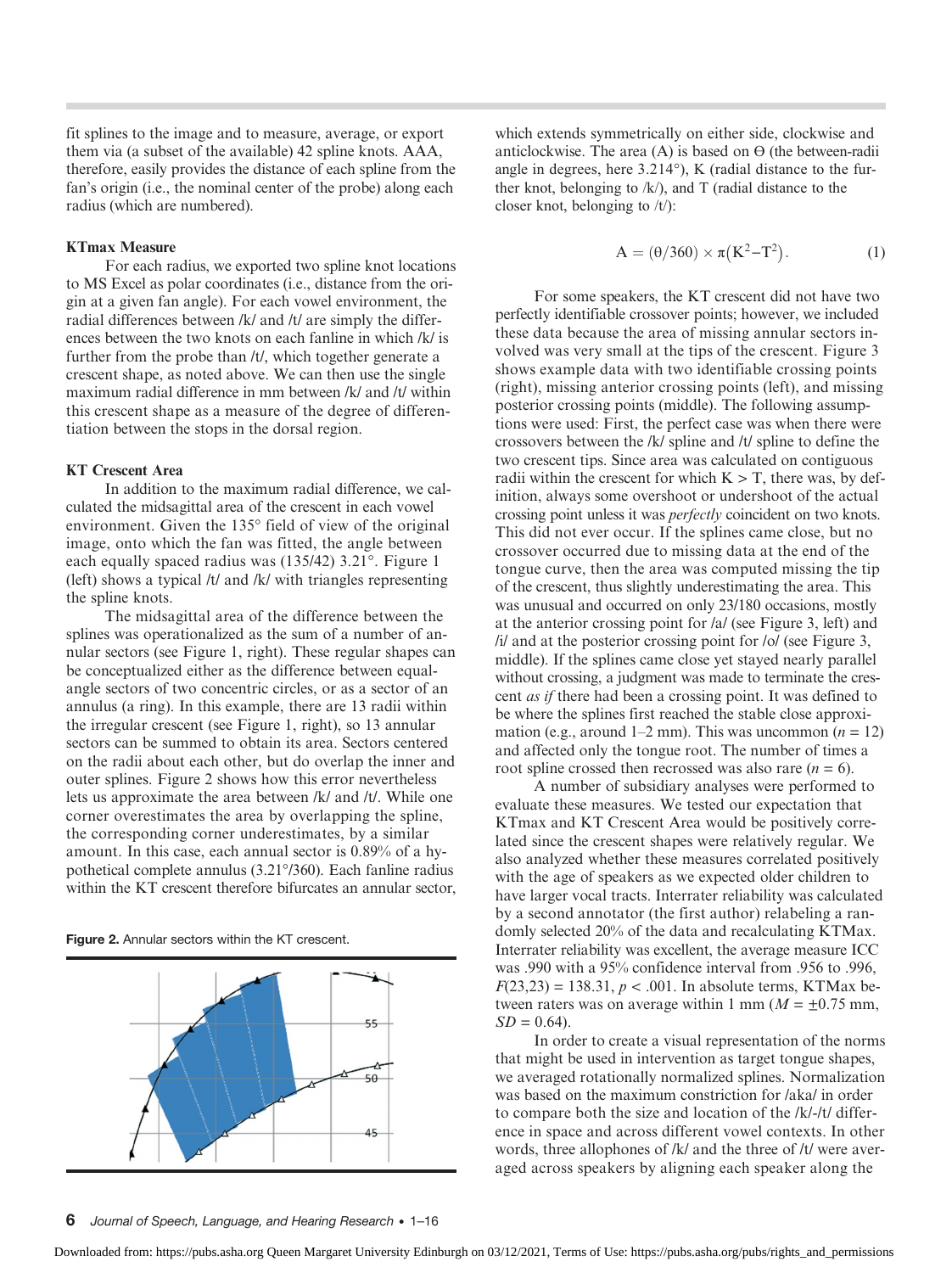fit splines to the image and to measure, average, or export them via (a subset of the available) 42 spline knots. AAA, therefore, easily provides the distance of each spline from the fan's origin (i.e., the nominal center of the probe) along each radius (which are numbered).

#### KTmax Measure

For each radius, we exported two spline knot locations to MS Excel as polar coordinates (i.e., distance from the origin at a given fan angle). For each vowel environment, the radial differences between /k/ and /t/ are simply the differences between the two knots on each fanline in which /k/ is further from the probe than /t/, which together generate a crescent shape, as noted above. We can then use the single maximum radial difference in mm between /k/ and /t/ within this crescent shape as a measure of the degree of differentiation between the stops in the dorsal region.

#### KT Crescent Area

In addition to the maximum radial difference, we calculated the midsagittal area of the crescent in each vowel environment. Given the 135° field of view of the original image, onto which the fan was fitted, the angle between each equally spaced radius was (135/42) 3.21°. Figure 1 (left) shows a typical /t/ and /k/ with triangles representing the spline knots.

The midsagittal area of the difference between the splines was operationalized as the sum of a number of annular sectors (see Figure 1, right). These regular shapes can be conceptualized either as the difference between equal-angle sectors of two concentric circles, or as a sector of an annulus (a ring). In this example, there are 13 radii within the irregular crescent (see Figure 1, right), so 13 annular sectors can be summed to obtain its area. Sectors centered on the radii about each other, but do overlap the inner and outer splines. Figure 2 shows how this error nevertheless lets us approximate the area between /k/ and /t/. While one corner overestimates the area by overlapping the spline, the corresponding corner underestimates, by a similar amount. In this case, each annual sector is 0.89% of a hypothetical complete annulus (3.21°/360). Each fanline radius within the KT crescent therefore bifurcates an annular sector,

**Figure 2.** Annular sectors within the KT crescent.

which extends symmetrically on either side, clockwise and anticlockwise. The area (A) is based on Θ (the between-radii angle in degrees, here 3.214°), K (radial distance to the further knot, belonging to /k/), and T (radial distance to the closer knot, belonging to /t/):

$$A = (\theta/360) \times \pi\left(K^2 - T^2\right). \tag{1}$$

For some speakers, the KT crescent did not have two perfectly identifiable crossover points; however, we included these data because the area of missing annular sectors involved was very small at the tips of the crescent. Figure 3 shows example data with two identifiable crossing points (right), missing anterior crossing points (left), and missing posterior crossing points (middle). The following assumptions were used: First, the perfect case was when there were crossovers between the /k/ spline and /t/ spline to define the two crescent tips. Since area was calculated on contiguous radii within the crescent for which K > T, there was, by definition, always some overshoot or undershoot of the actual crossing point unless it was *perfectly* coincident on two knots. This did not ever occur. If the splines came close, but no crossover occurred due to missing data at the end of the tongue curve, then the area was computed missing the tip of the crescent, thus slightly underestimating the area. This was unusual and occurred on only 23/180 occasions, mostly at the anterior crossing point for /a/ (see Figure 3, left) and /i/ and at the posterior crossing point for /o/ (see Figure 3, middle). If the splines came close yet stayed nearly parallel without crossing, a judgment was made to terminate the crescent *as if* there had been a crossing point. It was defined to be where the splines first reached the stable close approximation (e.g., around 1–2 mm). This was uncommon ($n = 12$) and affected only the tongue root. The number of times a root spline crossed then recrossed was also rare ($n = 6$).

A number of subsidiary analyses were performed to evaluate these measures. We tested our expectation that KTmax and KT Crescent Area would be positively correlated since the crescent shapes were relatively regular. We also analyzed whether these measures correlated positively with the age of speakers as we expected older children to have larger vocal tracts. Interrater reliability was calculated by a second annotator (the first author) relabeling a randomly selected 20% of the data and recalculating KTMax. Interrater reliability was excellent, the average measure ICC was .990 with a 95% confidence interval from .956 to .996, $F(23,23) = 138.31$, $p < .001$. In absolute terms, KTMax between raters was on average within 1 mm ($M = \pm 0.75$ mm, $SD = 0.64$).

In order to create a visual representation of the norms that might be used in intervention as target tongue shapes, we averaged rotationally normalized splines. Normalization was based on the maximum constriction for /aka/ in order to compare both the size and location of the /k/-/t/ difference in space and across different vowel contexts. In other words, three allophones of /k/ and the three of /t/ were averaged across speakers by aligning each speaker along the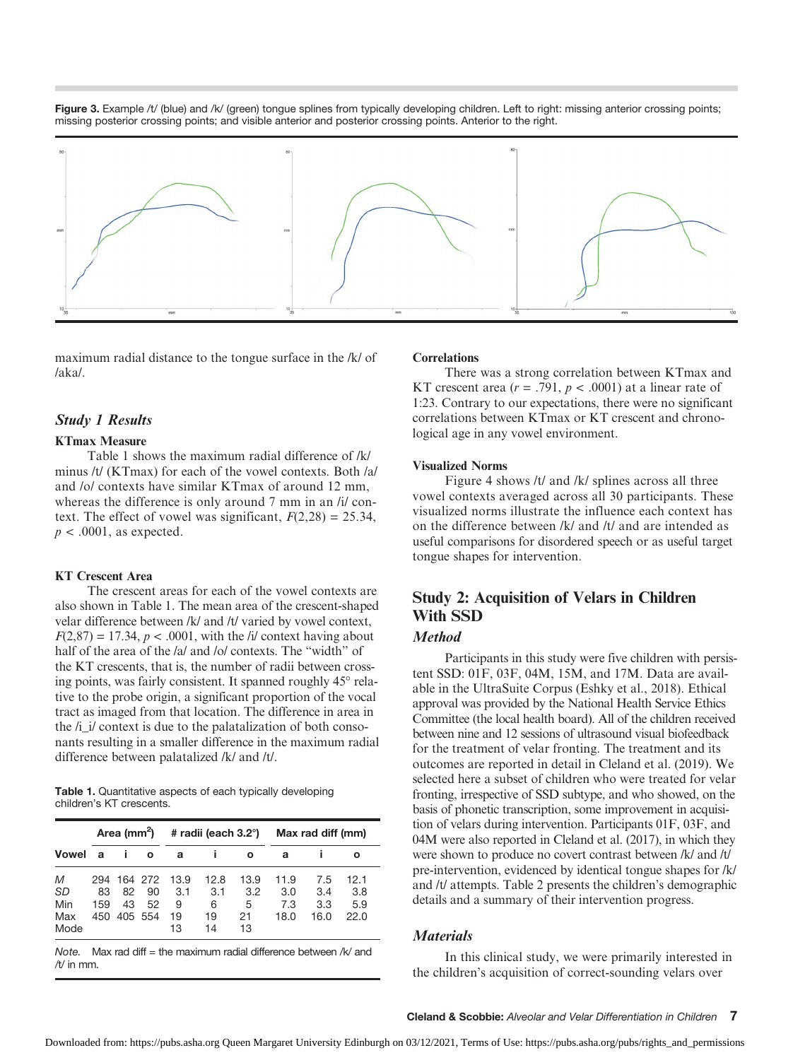**Figure 3.** Example /t/ (blue) and /k/ (green) tongue splines from typically developing children. Left to right: missing anterior crossing points; missing posterior crossing points; and visible anterior and posterior crossing points. Anterior to the right.

maximum radial distance to the tongue surface in the /k/ of /aka/.

## *Study 1 Results*

### KTmax Measure

Table 1 shows the maximum radial difference of /k/ minus /t/ (KTmax) for each of the vowel contexts. Both /a/ and /o/ contexts have similar KTmax of around 12 mm, whereas the difference is only around 7 mm in an /i/ context. The effect of vowel was significant, $F(2,28) = 25.34$, $p < .0001$, as expected.

### KT Crescent Area

The crescent areas for each of the vowel contexts are also shown in Table 1. The mean area of the crescent-shaped velar difference between /k/ and /t/ varied by vowel context, $F(2,87) = 17.34$, $p < .0001$, with the /i/ context having about half of the area of the /a/ and /o/ contexts. The "width" of the KT crescents, that is, the number of radii between crossing points, was fairly consistent. It spanned roughly 45° relative to the probe origin, a significant proportion of the vocal tract as imaged from that location. The difference in area in the /i_i/ context is due to the palatalization of both consonants resulting in a smaller difference in the maximum radial difference between palatalized /k/ and /t/.

**Table 1.** Quantitative aspects of each typically developing children's KT crescents.

| | Area (mm²) | | | # radii (each 3.2°) | | | Max rad diff (mm) | | |
|---|---|---|---|---|---|---|---|---|---|
| Vowel | a | i | o | a | i | o | a | i | o |
| *M* | 294 | 164 | 272 | 13.9 | 12.8 | 13.9 | 11.9 | 7.5 | 12.1 |
| *SD* | 83 | 82 | 90 | 3.1 | 3.1 | 3.2 | 3.0 | 3.4 | 3.8 |
| Min | 159 | 43 | 52 | 9 | 6 | 5 | 7.3 | 3.3 | 5.9 |
| Max | 450 | 405 | 554 | 19 | 19 | 21 | 18.0 | 16.0 | 22.0 |
| Mode | | | | 13 | 14 | 13 | | | |

*Note.* Max rad diff = the maximum radial difference between /k/ and /t/ in mm.

### Correlations

There was a strong correlation between KTmax and KT crescent area ($r = .791$, $p < .0001$) at a linear rate of 1:23. Contrary to our expectations, there were no significant correlations between KTmax or KT crescent and chronological age in any vowel environment.

### Visualized Norms

Figure 4 shows /t/ and /k/ splines across all three vowel contexts averaged across all 30 participants. These visualized norms illustrate the influence each context has on the difference between /k/ and /t/ and are intended as useful comparisons for disordered speech or as useful target tongue shapes for intervention.

# Study 2: Acquisition of Velars in Children With SSD

## *Method*

Participants in this study were five children with persistent SSD: 01F, 03F, 04M, 15M, and 17M. Data are available in the UltraSuite Corpus (Eshky et al., 2018). Ethical approval was provided by the National Health Service Ethics Committee (the local health board). All of the children received between nine and 12 sessions of ultrasound visual biofeedback for the treatment of velar fronting. The treatment and its outcomes are reported in detail in Cleland et al. (2019). We selected here a subset of children who were treated for velar fronting, irrespective of SSD subtype, and who showed, on the basis of phonetic transcription, some improvement in acquisition of velars during intervention. Participants 01F, 03F, and 04M were also reported in Cleland et al. (2017), in which they were shown to produce no covert contrast between /k/ and /t/ pre-intervention, evidenced by identical tongue shapes for /k/ and /t/ attempts. Table 2 presents the children's demographic details and a summary of their intervention progress.

## *Materials*

In this clinical study, we were primarily interested in the children's acquisition of correct-sounding velars over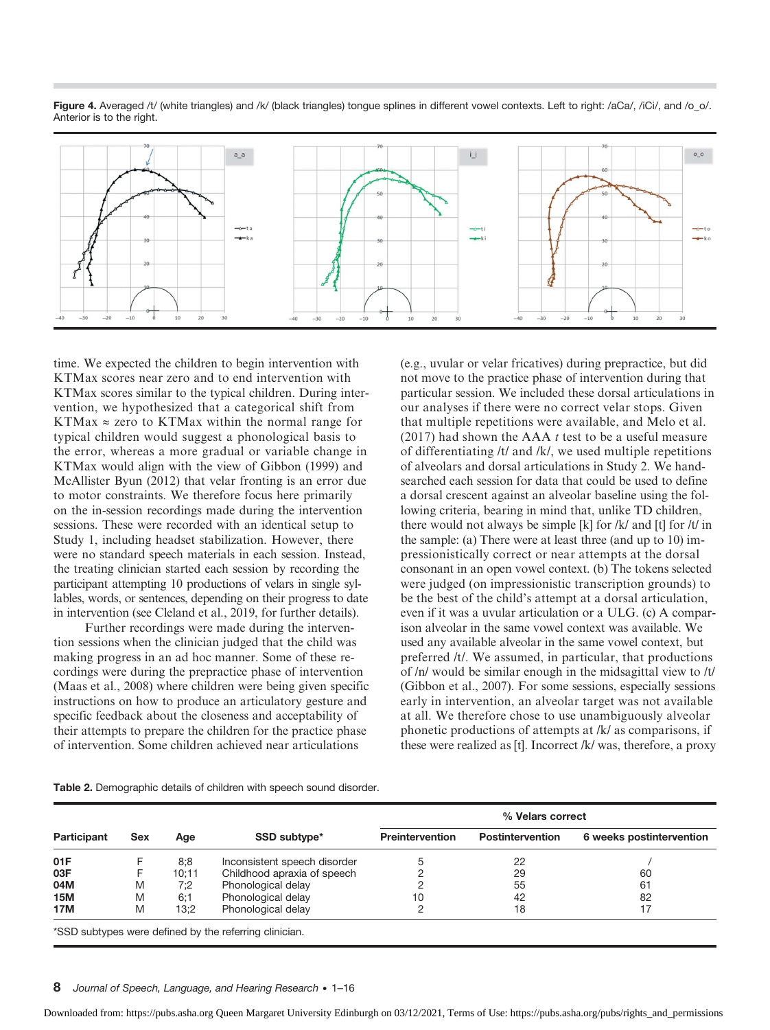**Figure 4.** Averaged /t/ (white triangles) and /k/ (black triangles) tongue splines in different vowel contexts. Left to right: /aCa/, /iCi/, and /o_o/. Anterior is to the right.

time. We expected the children to begin intervention with KTMax scores near zero and to end intervention with KTMax scores similar to the typical children. During intervention, we hypothesized that a categorical shift from KTMax ≈ zero to KTMax within the normal range for typical children would suggest a phonological basis to the error, whereas a more gradual or variable change in KTMax would align with the view of Gibbon (1999) and McAllister Byun (2012) that velar fronting is an error due to motor constraints. We therefore focus here primarily on the in-session recordings made during the intervention sessions. These were recorded with an identical setup to Study 1, including headset stabilization. However, there were no standard speech materials in each session. Instead, the treating clinician started each session by recording the participant attempting 10 productions of velars in single syllables, words, or sentences, depending on their progress to date in intervention (see Cleland et al., 2019, for further details).

Further recordings were made during the intervention sessions when the clinician judged that the child was making progress in an ad hoc manner. Some of these recordings were during the prepractice phase of intervention (Maas et al., 2008) where children were being given specific instructions on how to produce an articulatory gesture and specific feedback about the closeness and acceptability of their attempts to prepare the children for the practice phase of intervention. Some children achieved near articulations (e.g., uvular or velar fricatives) during prepractice, but did not move to the practice phase of intervention during that particular session. We included these dorsal articulations in our analyses if there were no correct velar stops. Given that multiple repetitions were available, and Melo et al. (2017) had shown the AAA *t* test to be a useful measure of differentiating /t/ and /k/, we used multiple repetitions of alveolars and dorsal articulations in Study 2. We hand-searched each session for data that could be used to define a dorsal crescent against an alveolar baseline using the following criteria, bearing in mind that, unlike TD children, there would not always be simple [k] for /k/ and [t] for /t/ in the sample: (a) There were at least three (and up to 10) impressionistically correct or near attempts at the dorsal consonant in an open vowel context. (b) The tokens selected were judged (on impressionistic transcription grounds) to be the best of the child's attempt at a dorsal articulation, even if it was a uvular articulation or a ULG. (c) A comparison alveolar in the same vowel context was available. We used any available alveolar in the same vowel context, but preferred /t/. We assumed, in particular, that productions of /n/ would be similar enough in the midsagittal view to /t/ (Gibbon et al., 2007). For some sessions, especially sessions early in intervention, an alveolar target was not available at all. We therefore chose to use unambiguously alveolar phonetic productions of attempts at /k/ as comparisons, if these were realized as [t]. Incorrect /k/ was, therefore, a proxy

**Table 2.** Demographic details of children with speech sound disorder.

| Participant | Sex | Age | SSD subtype* | % Velars correct | | |
|---|---|---|---|---|---|---|
| | | | | Preintervention | Postintervention | 6 weeks postintervention |
| 01F | F | 8;8 | Inconsistent speech disorder | 5 | 22 | / |
| 03F | F | 10;11 | Childhood apraxia of speech | 2 | 29 | 60 |
| 04M | M | 7;2 | Phonological delay | 2 | 55 | 61 |
| 15M | M | 6;1 | Phonological delay | 10 | 42 | 82 |
| 17M | M | 13;2 | Phonological delay | 2 | 18 | 17 |

*SSD subtypes were defined by the referring clinician.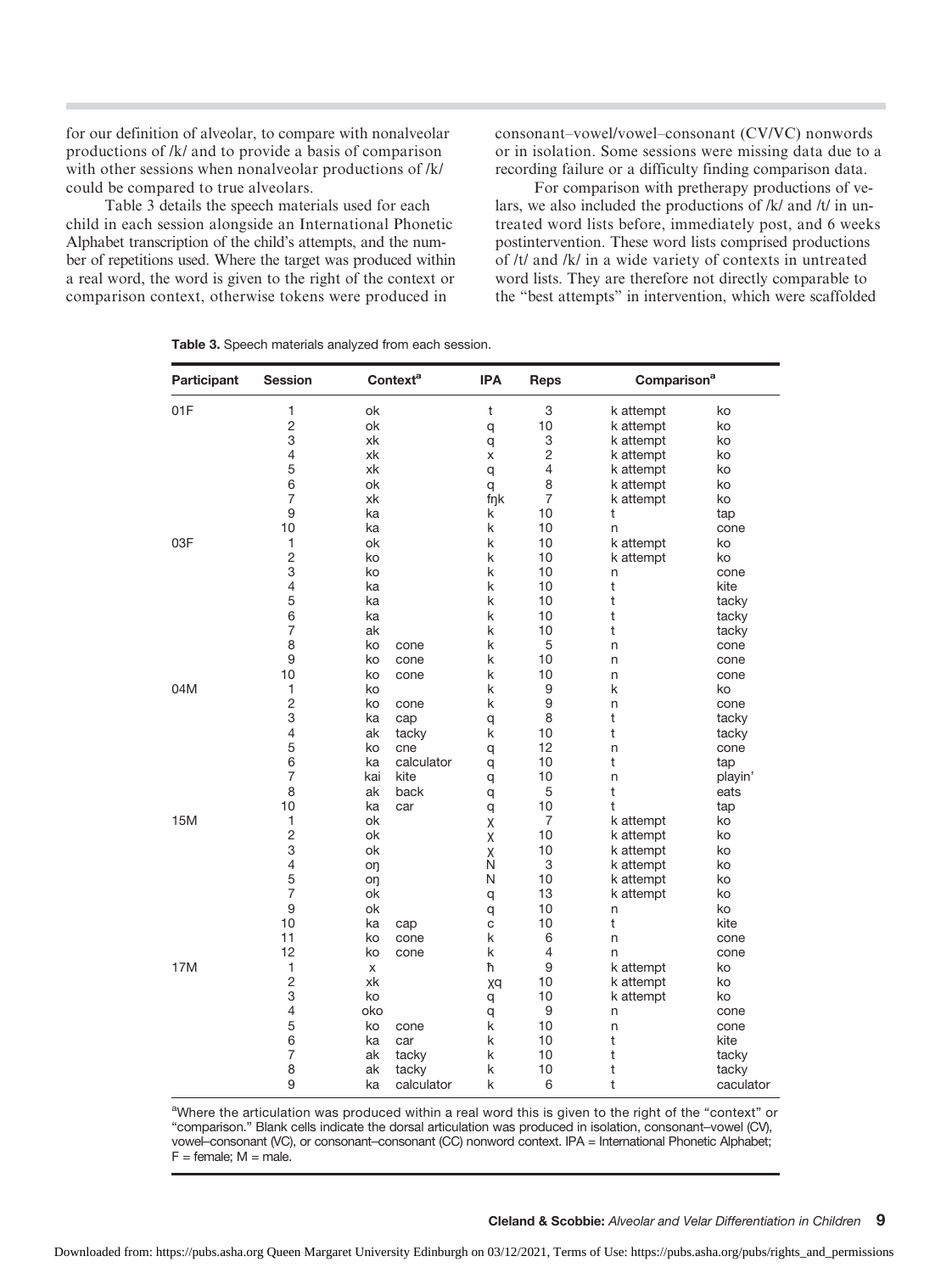for our definition of alveolar, to compare with nonalveolar productions of /k/ and to provide a basis of comparison with other sessions when nonalveolar productions of /k/ could be compared to true alveolars.

Table 3 details the speech materials used for each child in each session alongside an International Phonetic Alphabet transcription of the child's attempts, and the number of repetitions used. Where the target was produced within a real word, the word is given to the right of the context or comparison context, otherwise tokens were produced in consonant–vowel/vowel–consonant (CV/VC) nonwords or in isolation. Some sessions were missing data due to a recording failure or a difficulty finding comparison data.

For comparison with pretherapy productions of velars, we also included the productions of /k/ and /t/ in untreated word lists before, immediately post, and 6 weeks postintervention. These word lists comprised productions of /t/ and /k/ in a wide variety of contexts in untreated word lists. They are therefore not directly comparable to the "best attempts" in intervention, which were scaffolded

**Table 3.** Speech materials analyzed from each session.

| Participant | Session | Context[a] | | IPA | Reps | Comparison[a] | |
|---|---|---|---|---|---|---|---|
| 01F | 1 | ok | | t | 3 | k attempt | ko |
| | 2 | ok | | q | 10 | k attempt | ko |
| | 3 | xk | | q | 3 | k attempt | ko |
| | 4 | xk | | x | 2 | k attempt | ko |
| | 5 | xk | | q | 4 | k attempt | ko |
| | 6 | ok | | q | 8 | k attempt | ko |
| | 7 | xk | | fŋk | 7 | k attempt | ko |
| | 9 | ka | | k | 10 | t | tap |
| | 10 | ka | | k | 10 | n | cone |
| 03F | 1 | ok | | k | 10 | k attempt | ko |
| | 2 | ko | | k | 10 | k attempt | ko |
| | 3 | ko | | k | 10 | n | cone |
| | 4 | ka | | k | 10 | t | kite |
| | 5 | ka | | k | 10 | t | tacky |
| | 6 | ka | | k | 10 | t | tacky |
| | 7 | ak | | k | 10 | t | tacky |
| | 8 | ko | cone | k | 5 | n | cone |
| | 9 | ko | cone | k | 10 | n | cone |
| | 10 | ko | cone | k | 10 | n | cone |
| 04M | 1 | ko | | k | 9 | k | ko |
| | 2 | ko | cone | k | 9 | n | cone |
| | 3 | ka | cap | q | 8 | t | tacky |
| | 4 | ak | tacky | k | 10 | t | tacky |
| | 5 | ko | cne | q | 12 | n | cone |
| | 6 | ka | calculator | q | 10 | t | tap |
| | 7 | kai | kite | q | 10 | n | playin' |
| | 8 | ak | back | q | 5 | t | eats |
| | 10 | ka | car | q | 10 | t | tap |
| 15M | 1 | ok | | χ | 7 | k attempt | ko |
| | 2 | ok | | χ | 10 | k attempt | ko |
| | 3 | ok | | χ | 10 | k attempt | ko |
| | 4 | oŋ | | N | 3 | k attempt | ko |
| | 5 | oŋ | | N | 10 | k attempt | ko |
| | 7 | ok | | q | 13 | k attempt | ko |
| | 9 | ok | | q | 10 | n | ko |
| | 10 | ka | cap | c | 10 | t | kite |
| | 11 | ko | cone | k | 6 | n | cone |
| | 12 | ko | cone | k | 4 | n | cone |
| 17M | 1 | x | | ħ | 9 | k attempt | ko |
| | 2 | xk | | χq | 10 | k attempt | ko |
| | 3 | ko | | q | 10 | k attempt | ko |
| | 4 | oko | | q | 9 | n | cone |
| | 5 | ko | cone | k | 10 | n | cone |
| | 6 | ka | car | k | 10 | t | kite |
| | 7 | ak | tacky | k | 10 | t | tacky |
| | 8 | ak | tacky | k | 10 | t | tacky |
| | 9 | ka | calculator | k | 6 | t | caculator |

[a]Where the articulation was produced within a real word this is given to the right of the "context" or "comparison." Blank cells indicate the dorsal articulation was produced in isolation, consonant–vowel (CV), vowel–consonant (VC), or consonant–consonant (CC) nonword context. IPA = International Phonetic Alphabet; F = female; M = male.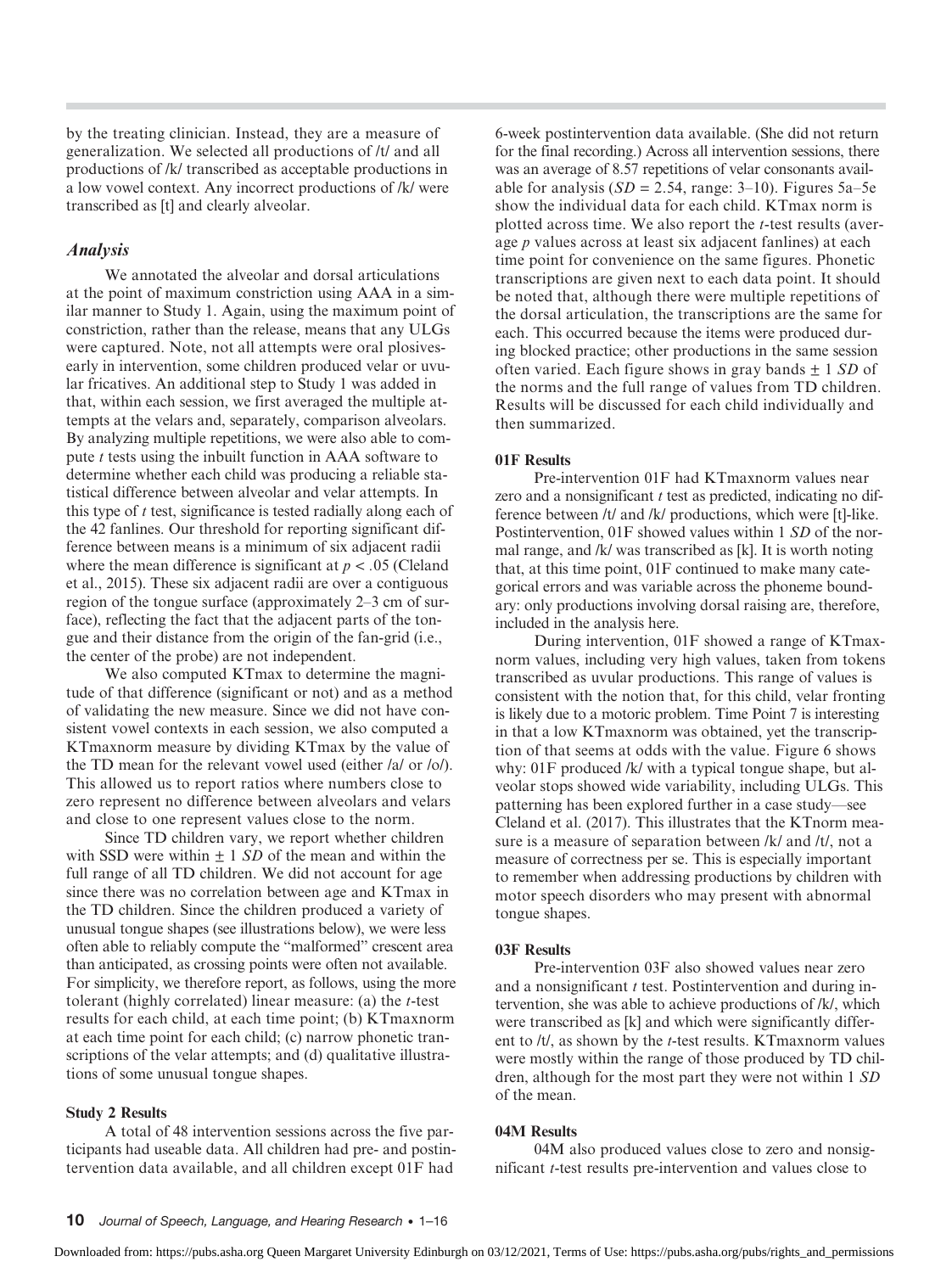by the treating clinician. Instead, they are a measure of generalization. We selected all productions of /t/ and all productions of /k/ transcribed as acceptable productions in a low vowel context. Any incorrect productions of /k/ were transcribed as [t] and clearly alveolar.

## Analysis

We annotated the alveolar and dorsal articulations at the point of maximum constriction using AAA in a similar manner to Study 1. Again, using the maximum point of constriction, rather than the release, means that any ULGs were captured. Note, not all attempts were oral plosives-early in intervention, some children produced velar or uvular fricatives. An additional step to Study 1 was added in that, within each session, we first averaged the multiple attempts at the velars and, separately, comparison alveolars. By analyzing multiple repetitions, we were also able to compute *t* tests using the inbuilt function in AAA software to determine whether each child was producing a reliable statistical difference between alveolar and velar attempts. In this type of *t* test, significance is tested radially along each of the 42 fanlines. Our threshold for reporting significant difference between means is a minimum of six adjacent radii where the mean difference is significant at $p < .05$ (Cleland et al., 2015). These six adjacent radii are over a contiguous region of the tongue surface (approximately 2–3 cm of surface), reflecting the fact that the adjacent parts of the tongue and their distance from the origin of the fan-grid (i.e., the center of the probe) are not independent.

We also computed KTmax to determine the magnitude of that difference (significant or not) and as a method of validating the new measure. Since we did not have consistent vowel contexts in each session, we also computed a KTmaxnorm measure by dividing KTmax by the value of the TD mean for the relevant vowel used (either /a/ or /o/). This allowed us to report ratios where numbers close to zero represent no difference between alveolars and velars and close to one represent values close to the norm.

Since TD children vary, we report whether children with SSD were within ± 1 *SD* of the mean and within the full range of all TD children. We did not account for age since there was no correlation between age and KTmax in the TD children. Since the children produced a variety of unusual tongue shapes (see illustrations below), we were less often able to reliably compute the "malformed" crescent area than anticipated, as crossing points were often not available. For simplicity, we therefore report, as follows, using the more tolerant (highly correlated) linear measure: (a) the *t*-test results for each child, at each time point; (b) KTmaxnorm at each time point for each child; (c) narrow phonetic transcriptions of the velar attempts; and (d) qualitative illustrations of some unusual tongue shapes.

### Study 2 Results

A total of 48 intervention sessions across the five participants had useable data. All children had pre- and postintervention data available, and all children except 01F had 6-week postintervention data available. (She did not return for the final recording.) Across all intervention sessions, there was an average of 8.57 repetitions of velar consonants available for analysis ($SD$ = 2.54, range: 3–10). Figures 5a–5e show the individual data for each child. KTmax norm is plotted across time. We also report the *t*-test results (average *p* values across at least six adjacent fanlines) at each time point for convenience on the same figures. Phonetic transcriptions are given next to each data point. It should be noted that, although there were multiple repetitions of the dorsal articulation, the transcriptions are the same for each. This occurred because the items were produced during blocked practice; other productions in the same session often varied. Each figure shows in gray bands ± 1 *SD* of the norms and the full range of values from TD children. Results will be discussed for each child individually and then summarized.

### 01F Results

Pre-intervention 01F had KTmaxnorm values near zero and a nonsignificant *t* test as predicted, indicating no difference between /t/ and /k/ productions, which were [t]-like. Postintervention, 01F showed values within 1 *SD* of the normal range, and /k/ was transcribed as [k]. It is worth noting that, at this time point, 01F continued to make many categorical errors and was variable across the phoneme boundary: only productions involving dorsal raising are, therefore, included in the analysis here.

During intervention, 01F showed a range of KTmaxnorm values, including very high values, taken from tokens transcribed as uvular productions. This range of values is consistent with the notion that, for this child, velar fronting is likely due to a motoric problem. Time Point 7 is interesting in that a low KTmaxnorm was obtained, yet the transcription of that seems at odds with the value. Figure 6 shows why: 01F produced /k/ with a typical tongue shape, but alveolar stops showed wide variability, including ULGs. This patterning has been explored further in a case study—see Cleland et al. (2017). This illustrates that the KTnorm measure is a measure of separation between /k/ and /t/, not a measure of correctness per se. This is especially important to remember when addressing productions by children with motor speech disorders who may present with abnormal tongue shapes.

### 03F Results

Pre-intervention 03F also showed values near zero and a nonsignificant *t* test. Postintervention and during intervention, she was able to achieve productions of /k/, which were transcribed as [k] and which were significantly different to /t/, as shown by the *t*-test results. KTmaxnorm values were mostly within the range of those produced by TD children, although for the most part they were not within 1 *SD* of the mean.

### 04M Results

04M also produced values close to zero and nonsignificant *t*-test results pre-intervention and values close to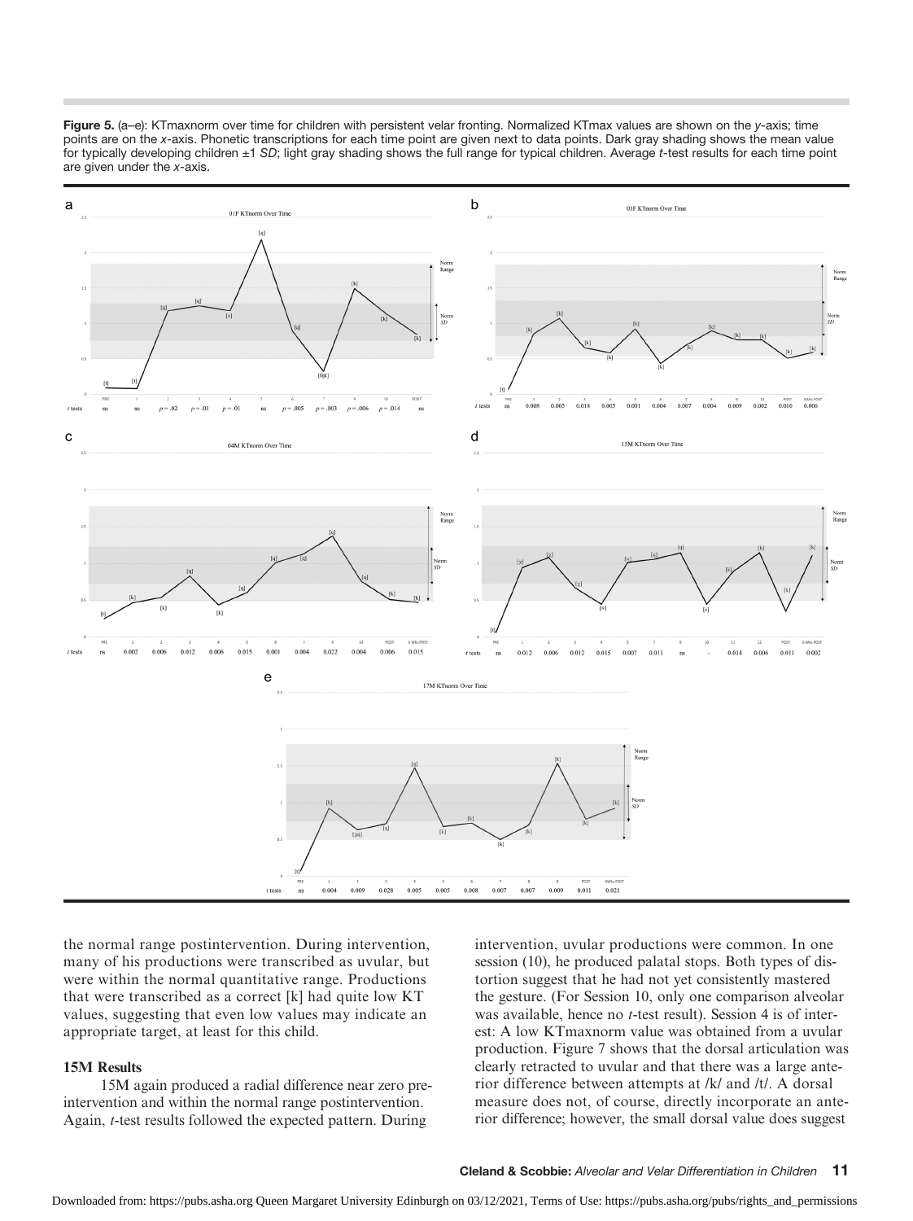**Figure 5.** (a–e): KTmaxnorm over time for children with persistent velar fronting. Normalized KTmax values are shown on the *y*-axis; time points are on the *x*-axis. Phonetic transcriptions for each time point are given next to data points. Dark gray shading shows the mean value for typically developing children ±1 *SD*; light gray shading shows the full range for typical children. Average *t*-test results for each time point are given under the *x*-axis.

the normal range postintervention. During intervention, many of his productions were transcribed as uvular, but were within the normal quantitative range. Productions that were transcribed as a correct [k] had quite low KT values, suggesting that even low values may indicate an appropriate target, at least for this child.

### 15M Results

15M again produced a radial difference near zero preintervention and within the normal range postintervention. Again, *t*-test results followed the expected pattern. During intervention, uvular productions were common. In one session (10), he produced palatal stops. Both types of distortion suggest that he had not yet consistently mastered the gesture. (For Session 10, only one comparison alveolar was available, hence no *t*-test result). Session 4 is of interest: A low KTmaxnorm value was obtained from a uvular production. Figure 7 shows that the dorsal articulation was clearly retracted to uvular and that there was a large anterior difference between attempts at /k/ and /t/. A dorsal measure does not, of course, directly incorporate an anterior difference; however, the small dorsal value does suggest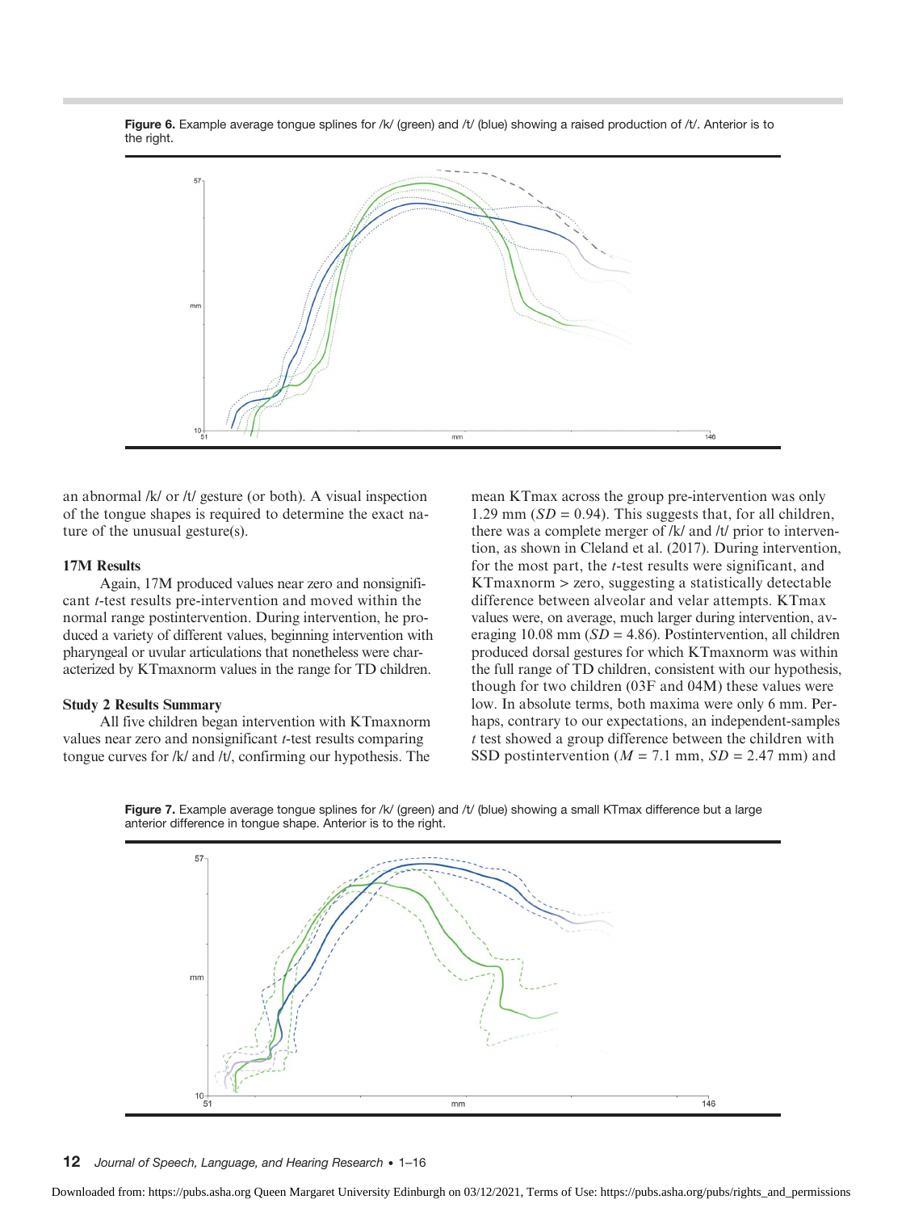Figure 6. Example average tongue splines for /k/ (green) and /t/ (blue) showing a raised production of /t/. Anterior is to the right.

an abnormal /k/ or /t/ gesture (or both). A visual inspection of the tongue shapes is required to determine the exact nature of the unusual gesture(s).

### 17M Results

Again, 17M produced values near zero and nonsignificant *t*-test results pre-intervention and moved within the normal range postintervention. During intervention, he produced a variety of different values, beginning intervention with pharyngeal or uvular articulations that nonetheless were characterized by KTmaxnorm values in the range for TD children.

### Study 2 Results Summary

All five children began intervention with KTmaxnorm values near zero and nonsignificant *t*-test results comparing tongue curves for /k/ and /t/, confirming our hypothesis. The mean KTmax across the group pre-intervention was only 1.29 mm ($SD$ = 0.94). This suggests that, for all children, there was a complete merger of /k/ and /t/ prior to intervention, as shown in Cleland et al. (2017). During intervention, for the most part, the *t*-test results were significant, and KTmaxnorm > zero, suggesting a statistically detectable difference between alveolar and velar attempts. KTmax values were, on average, much larger during intervention, averaging 10.08 mm ($SD$ = 4.86). Postintervention, all children produced dorsal gestures for which KTmaxnorm was within the full range of TD children, consistent with our hypothesis, though for two children (03F and 04M) these values were low. In absolute terms, both maxima were only 6 mm. Perhaps, contrary to our expectations, an independent-samples *t* test showed a group difference between the children with SSD postintervention ($M$ = 7.1 mm, $SD$ = 2.47 mm) and

Figure 7. Example average tongue splines for /k/ (green) and /t/ (blue) showing a small KTmax difference but a large anterior difference in tongue shape. Anterior is to the right.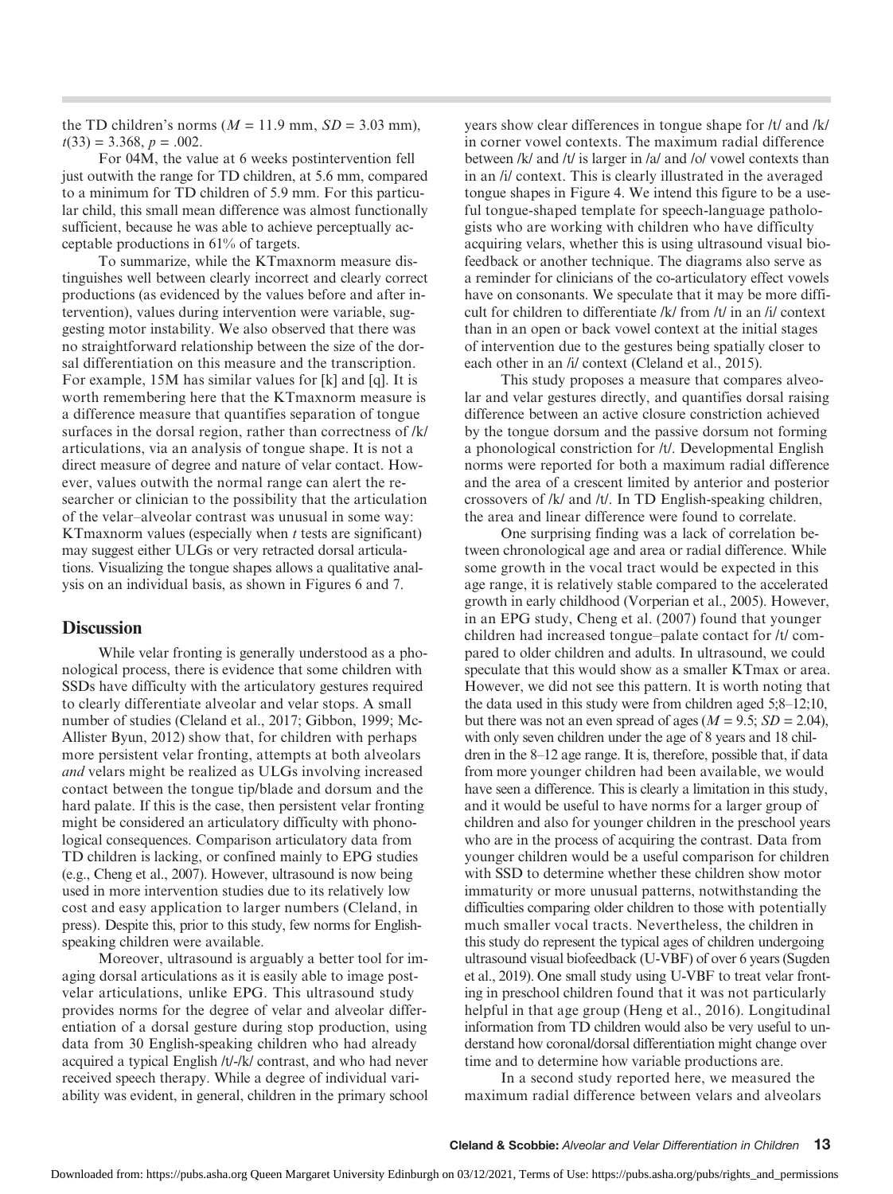the TD children's norms ($M$ = 11.9 mm, $SD$ = 3.03 mm), $t(33)$ = 3.368, $p$ = .002.

For 04M, the value at 6 weeks postintervention fell just outwith the range for TD children, at 5.6 mm, compared to a minimum for TD children of 5.9 mm. For this particular child, this small mean difference was almost functionally sufficient, because he was able to achieve perceptually acceptable productions in 61% of targets.

To summarize, while the KTmaxnorm measure distinguishes well between clearly incorrect and clearly correct productions (as evidenced by the values before and after intervention), values during intervention were variable, suggesting motor instability. We also observed that there was no straightforward relationship between the size of the dorsal differentiation on this measure and the transcription. For example, 15M has similar values for [k] and [q]. It is worth remembering here that the KTmaxnorm measure is a difference measure that quantifies separation of tongue surfaces in the dorsal region, rather than correctness of /k/ articulations, via an analysis of tongue shape. It is not a direct measure of degree and nature of velar contact. However, values outwith the normal range can alert the researcher or clinician to the possibility that the articulation of the velar–alveolar contrast was unusual in some way: KTmaxnorm values (especially when $t$ tests are significant) may suggest either ULGs or very retracted dorsal articulations. Visualizing the tongue shapes allows a qualitative analysis on an individual basis, as shown in Figures 6 and 7.

## Discussion

While velar fronting is generally understood as a phonological process, there is evidence that some children with SSDs have difficulty with the articulatory gestures required to clearly differentiate alveolar and velar stops. A small number of studies (Cleland et al., 2017; Gibbon, 1999; McAllister Byun, 2012) show that, for children with perhaps more persistent velar fronting, attempts at both alveolars *and* velars might be realized as ULGs involving increased contact between the tongue tip/blade and dorsum and the hard palate. If this is the case, then persistent velar fronting might be considered an articulatory difficulty with phonological consequences. Comparison articulatory data from TD children is lacking, or confined mainly to EPG studies (e.g., Cheng et al., 2007). However, ultrasound is now being used in more intervention studies due to its relatively low cost and easy application to larger numbers (Cleland, in press). Despite this, prior to this study, few norms for English-speaking children were available.

Moreover, ultrasound is arguably a better tool for imaging dorsal articulations as it is easily able to image post-velar articulations, unlike EPG. This ultrasound study provides norms for the degree of velar and alveolar differentiation of a dorsal gesture during stop production, using data from 30 English-speaking children who had already acquired a typical English /t/-/k/ contrast, and who had never received speech therapy. While a degree of individual variability was evident, in general, children in the primary school years show clear differences in tongue shape for /t/ and /k/ in corner vowel contexts. The maximum radial difference between /k/ and /t/ is larger in /a/ and /o/ vowel contexts than in an /i/ context. This is clearly illustrated in the averaged tongue shapes in Figure 4. We intend this figure to be a useful tongue-shaped template for speech-language pathologists who are working with children who have difficulty acquiring velars, whether this is using ultrasound visual biofeedback or another technique. The diagrams also serve as a reminder for clinicians of the co-articulatory effect vowels have on consonants. We speculate that it may be more difficult for children to differentiate /k/ from /t/ in an /i/ context than in an open or back vowel context at the initial stages of intervention due to the gestures being spatially closer to each other in an /i/ context (Cleland et al., 2015).

This study proposes a measure that compares alveolar and velar gestures directly, and quantifies dorsal raising difference between an active closure constriction achieved by the tongue dorsum and the passive dorsum not forming a phonological constriction for /t/. Developmental English norms were reported for both a maximum radial difference and the area of a crescent limited by anterior and posterior crossovers of /k/ and /t/. In TD English-speaking children, the area and linear difference were found to correlate.

One surprising finding was a lack of correlation between chronological age and area or radial difference. While some growth in the vocal tract would be expected in this age range, it is relatively stable compared to the accelerated growth in early childhood (Vorperian et al., 2005). However, in an EPG study, Cheng et al. (2007) found that younger children had increased tongue–palate contact for /t/ compared to older children and adults. In ultrasound, we could speculate that this would show as a smaller KTmax or area. However, we did not see this pattern. It is worth noting that the data used in this study were from children aged 5;8–12;10, but there was not an even spread of ages ($M$ = 9.5; $SD$ = 2.04), with only seven children under the age of 8 years and 18 children in the 8–12 age range. It is, therefore, possible that, if data from more younger children had been available, we would have seen a difference. This is clearly a limitation in this study, and it would be useful to have norms for a larger group of children and also for younger children in the preschool years who are in the process of acquiring the contrast. Data from younger children would be a useful comparison for children with SSD to determine whether these children show motor immaturity or more unusual patterns, notwithstanding the difficulties comparing older children to those with potentially much smaller vocal tracts. Nevertheless, the children in this study do represent the typical ages of children undergoing ultrasound visual biofeedback (U-VBF) of over 6 years (Sugden et al., 2019). One small study using U-VBF to treat velar fronting in preschool children found that it was not particularly helpful in that age group (Heng et al., 2016). Longitudinal information from TD children would also be very useful to understand how coronal/dorsal differentiation might change over time and to determine how variable productions are.

In a second study reported here, we measured the maximum radial difference between velars and alveolars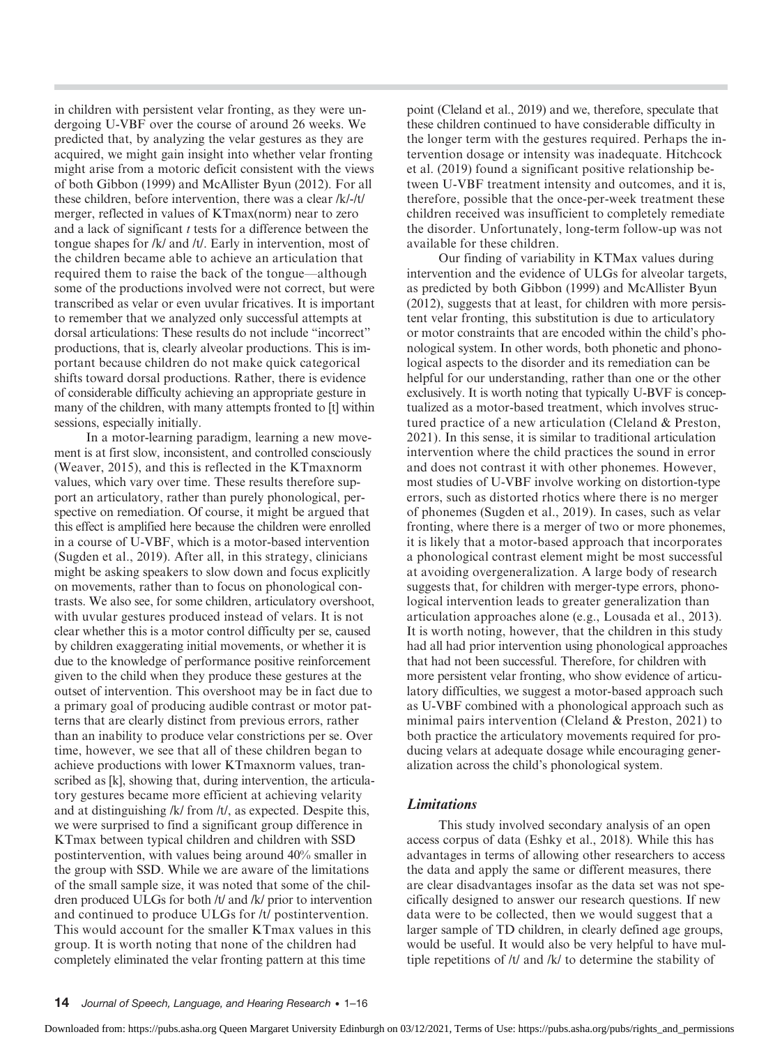in children with persistent velar fronting, as they were undergoing U-VBF over the course of around 26 weeks. We predicted that, by analyzing the velar gestures as they are acquired, we might gain insight into whether velar fronting might arise from a motoric deficit consistent with the views of both Gibbon (1999) and McAllister Byun (2012). For all these children, before intervention, there was a clear /k/-/t/ merger, reflected in values of KTmax(norm) near to zero and a lack of significant *t* tests for a difference between the tongue shapes for /k/ and /t/. Early in intervention, most of the children became able to achieve an articulation that required them to raise the back of the tongue—although some of the productions involved were not correct, but were transcribed as velar or even uvular fricatives. It is important to remember that we analyzed only successful attempts at dorsal articulations: These results do not include "incorrect" productions, that is, clearly alveolar productions. This is important because children do not make quick categorical shifts toward dorsal productions. Rather, there is evidence of considerable difficulty achieving an appropriate gesture in many of the children, with many attempts fronted to [t] within sessions, especially initially.

In a motor-learning paradigm, learning a new movement is at first slow, inconsistent, and controlled consciously (Weaver, 2015), and this is reflected in the KTmaxnorm values, which vary over time. These results therefore support an articulatory, rather than purely phonological, perspective on remediation. Of course, it might be argued that this effect is amplified here because the children were enrolled in a course of U-VBF, which is a motor-based intervention (Sugden et al., 2019). After all, in this strategy, clinicians might be asking speakers to slow down and focus explicitly on movements, rather than to focus on phonological contrasts. We also see, for some children, articulatory overshoot, with uvular gestures produced instead of velars. It is not clear whether this is a motor control difficulty per se, caused by children exaggerating initial movements, or whether it is due to the knowledge of performance positive reinforcement given to the child when they produce these gestures at the outset of intervention. This overshoot may be in fact due to a primary goal of producing audible contrast or motor patterns that are clearly distinct from previous errors, rather than an inability to produce velar constrictions per se. Over time, however, we see that all of these children began to achieve productions with lower KTmaxnorm values, transcribed as [k], showing that, during intervention, the articulatory gestures became more efficient at achieving velarity and at distinguishing /k/ from /t/, as expected. Despite this, we were surprised to find a significant group difference in KTmax between typical children and children with SSD postintervention, with values being around 40% smaller in the group with SSD. While we are aware of the limitations of the small sample size, it was noted that some of the children produced ULGs for both /t/ and /k/ prior to intervention and continued to produce ULGs for /t/ postintervention. This would account for the smaller KTmax values in this group. It is worth noting that none of the children had completely eliminated the velar fronting pattern at this time point (Cleland et al., 2019) and we, therefore, speculate that these children continued to have considerable difficulty in the longer term with the gestures required. Perhaps the intervention dosage or intensity was inadequate. Hitchcock et al. (2019) found a significant positive relationship between U-VBF treatment intensity and outcomes, and it is, therefore, possible that the once-per-week treatment these children received was insufficient to completely remediate the disorder. Unfortunately, long-term follow-up was not available for these children.

Our finding of variability in KTMax values during intervention and the evidence of ULGs for alveolar targets, as predicted by both Gibbon (1999) and McAllister Byun (2012), suggests that at least, for children with more persistent velar fronting, this substitution is due to articulatory or motor constraints that are encoded within the child's phonological system. In other words, both phonetic and phonological aspects to the disorder and its remediation can be helpful for our understanding, rather than one or the other exclusively. It is worth noting that typically U-BVF is conceptualized as a motor-based treatment, which involves structured practice of a new articulation (Cleland & Preston, 2021). In this sense, it is similar to traditional articulation intervention where the child practices the sound in error and does not contrast it with other phonemes. However, most studies of U-VBF involve working on distortion-type errors, such as distorted rhotics where there is no merger of phonemes (Sugden et al., 2019). In cases, such as velar fronting, where there is a merger of two or more phonemes, it is likely that a motor-based approach that incorporates a phonological contrast element might be most successful at avoiding overgeneralization. A large body of research suggests that, for children with merger-type errors, phonological intervention leads to greater generalization than articulation approaches alone (e.g., Lousada et al., 2013). It is worth noting, however, that the children in this study had all had prior intervention using phonological approaches that had not been successful. Therefore, for children with more persistent velar fronting, who show evidence of articulatory difficulties, we suggest a motor-based approach such as U-VBF combined with a phonological approach such as minimal pairs intervention (Cleland & Preston, 2021) to both practice the articulatory movements required for producing velars at adequate dosage while encouraging generalization across the child's phonological system.

### *Limitations*

This study involved secondary analysis of an open access corpus of data (Eshky et al., 2018). While this has advantages in terms of allowing other researchers to access the data and apply the same or different measures, there are clear disadvantages insofar as the data set was not specifically designed to answer our research questions. If new data were to be collected, then we would suggest that a larger sample of TD children, in clearly defined age groups, would be useful. It would also be very helpful to have multiple repetitions of /t/ and /k/ to determine the stability of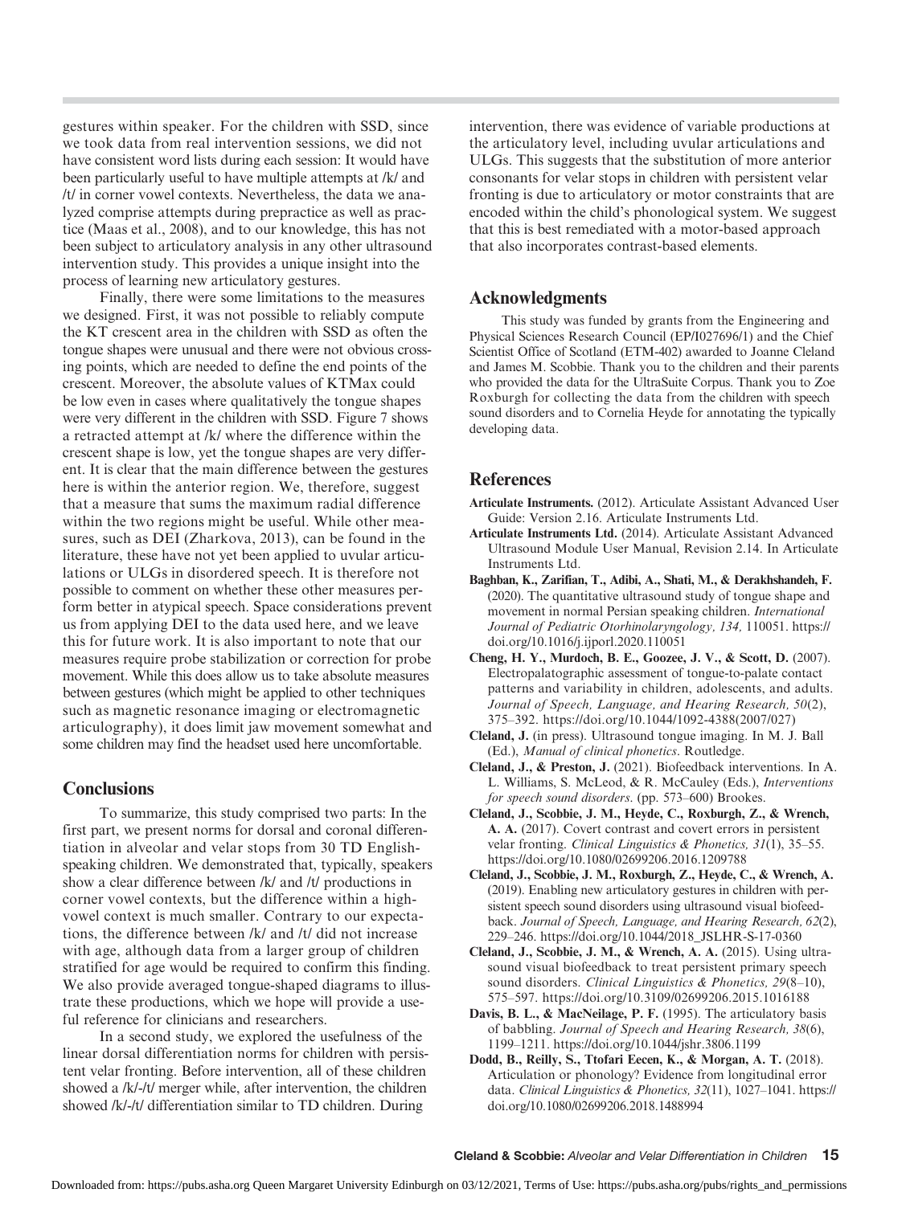gestures within speaker. For the children with SSD, since we took data from real intervention sessions, we did not have consistent word lists during each session: It would have been particularly useful to have multiple attempts at /k/ and /t/ in corner vowel contexts. Nevertheless, the data we analyzed comprise attempts during prepractice as well as practice (Maas et al., 2008), and to our knowledge, this has not been subject to articulatory analysis in any other ultrasound intervention study. This provides a unique insight into the process of learning new articulatory gestures.

Finally, there were some limitations to the measures we designed. First, it was not possible to reliably compute the KT crescent area in the children with SSD as often the tongue shapes were unusual and there were not obvious crossing points, which are needed to define the end points of the crescent. Moreover, the absolute values of KTMax could be low even in cases where qualitatively the tongue shapes were very different in the children with SSD. Figure 7 shows a retracted attempt at /k/ where the difference within the crescent shape is low, yet the tongue shapes are very different. It is clear that the main difference between the gestures here is within the anterior region. We, therefore, suggest that a measure that sums the maximum radial difference within the two regions might be useful. While other measures, such as DEI (Zharkova, 2013), can be found in the literature, these have not yet been applied to uvular articulations or ULGs in disordered speech. It is therefore not possible to comment on whether these other measures perform better in atypical speech. Space considerations prevent us from applying DEI to the data used here, and we leave this for future work. It is also important to note that our measures require probe stabilization or correction for probe movement. While this does allow us to take absolute measures between gestures (which might be applied to other techniques such as magnetic resonance imaging or electromagnetic articulography), it does limit jaw movement somewhat and some children may find the headset used here uncomfortable.

## Conclusions

To summarize, this study comprised two parts: In the first part, we present norms for dorsal and coronal differentiation in alveolar and velar stops from 30 TD English-speaking children. We demonstrated that, typically, speakers show a clear difference between /k/ and /t/ productions in corner vowel contexts, but the difference within a high-vowel context is much smaller. Contrary to our expectations, the difference between /k/ and /t/ did not increase with age, although data from a larger group of children stratified for age would be required to confirm this finding. We also provide averaged tongue-shaped diagrams to illustrate these productions, which we hope will provide a useful reference for clinicians and researchers.

In a second study, we explored the usefulness of the linear dorsal differentiation norms for children with persistent velar fronting. Before intervention, all of these children showed a /k/-/t/ merger while, after intervention, the children showed /k/-/t/ differentiation similar to TD children. During intervention, there was evidence of variable productions at the articulatory level, including uvular articulations and ULGs. This suggests that the substitution of more anterior consonants for velar stops in children with persistent velar fronting is due to articulatory or motor constraints that are encoded within the child's phonological system. We suggest that this is best remediated with a motor-based approach that also incorporates contrast-based elements.

## Acknowledgments

This study was funded by grants from the Engineering and Physical Sciences Research Council (EP/I027696/1) and the Chief Scientist Office of Scotland (ETM-402) awarded to Joanne Cleland and James M. Scobbie. Thank you to the children and their parents who provided the data for the UltraSuite Corpus. Thank you to Zoe Roxburgh for collecting the data from the children with speech sound disorders and to Cornelia Heyde for annotating the typically developing data.

## References

**Articulate Instruments.** (2012). Articulate Assistant Advanced User Guide: Version 2.16. Articulate Instruments Ltd.

**Articulate Instruments Ltd.** (2014). Articulate Assistant Advanced Ultrasound Module User Manual, Revision 2.14. In Articulate Instruments Ltd.

**Baghban, K., Zarifian, T., Adibi, A., Shati, M., & Derakhshandeh, F.** (2020). The quantitative ultrasound study of tongue shape and movement in normal Persian speaking children. *International Journal of Pediatric Otorhinolaryngology, 134,* 110051. https://doi.org/10.1016/j.ijporl.2020.110051

**Cheng, H. Y., Murdoch, B. E., Goozee, J. V., & Scott, D.** (2007). Electropalatographic assessment of tongue-to-palate contact patterns and variability in children, adolescents, and adults. *Journal of Speech, Language, and Hearing Research, 50*(2), 375–392. https://doi.org/10.1044/1092-4388(2007/027)

**Cleland, J.** (in press). Ultrasound tongue imaging. In M. J. Ball (Ed.), *Manual of clinical phonetics*. Routledge.

**Cleland, J., & Preston, J.** (2021). Biofeedback interventions. In A. L. Williams, S. McLeod, & R. McCauley (Eds.), *Interventions for speech sound disorders*. (pp. 573–600) Brookes.

**Cleland, J., Scobbie, J. M., Heyde, C., Roxburgh, Z., & Wrench, A. A.** (2017). Covert contrast and covert errors in persistent velar fronting. *Clinical Linguistics & Phonetics, 31*(1), 35–55. https://doi.org/10.1080/02699206.2016.1209788

**Cleland, J., Scobbie, J. M., Roxburgh, Z., Heyde, C., & Wrench, A.** (2019). Enabling new articulatory gestures in children with persistent speech sound disorders using ultrasound visual biofeedback. *Journal of Speech, Language, and Hearing Research, 62*(2), 229–246. https://doi.org/10.1044/2018_JSLHR-S-17-0360

**Cleland, J., Scobbie, J. M., & Wrench, A. A.** (2015). Using ultrasound visual biofeedback to treat persistent primary speech sound disorders. *Clinical Linguistics & Phonetics, 29*(8–10), 575–597. https://doi.org/10.3109/02699206.2015.1016188

**Davis, B. L., & MacNeilage, P. F.** (1995). The articulatory basis of babbling. *Journal of Speech and Hearing Research, 38*(6), 1199–1211. https://doi.org/10.1044/jshr.3806.1199

**Dodd, B., Reilly, S., Ttofari Eecen, K., & Morgan, A. T.** (2018). Articulation or phonology? Evidence from longitudinal error data. *Clinical Linguistics & Phonetics, 32*(11), 1027–1041. https://doi.org/10.1080/02699206.2018.1488994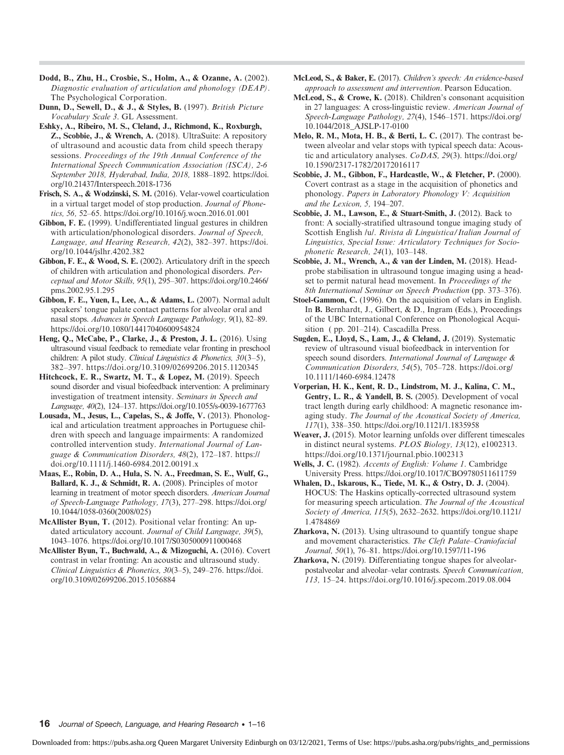**Dodd, B., Zhu, H., Crosbie, S., Holm, A., & Ozanne, A.** (2002). *Diagnostic evaluation of articulation and phonology (DEAP)*. The Psychological Corporation.

**Dunn, D., Sewell, D., & J., & Styles, B.** (1997). *British Picture Vocabulary Scale 3*. GL Assessment.

**Eshky, A., Ribeiro, M. S., Cleland, J., Richmond, K., Roxburgh, Z., Scobbie, J., & Wrench, A.** (2018). UltraSuite: A repository of ultrasound and acoustic data from child speech therapy sessions. *Proceedings of the 19th Annual Conference of the International Speech Communication Association (ISCA), 2-6 September 2018, Hyderabad, India, 2018,* 1888–1892. https://doi.org/10.21437/Interspeech.2018-1736

**Frisch, S. A., & Wodzinski, S. M.** (2016). Velar-vowel coarticulation in a virtual target model of stop production. *Journal of Phonetics, 56,* 52–65. https://doi.org/10.1016/j.wocn.2016.01.001

**Gibbon, F. E.** (1999). Undifferentiated lingual gestures in children with articulation/phonological disorders. *Journal of Speech, Language, and Hearing Research, 42*(2), 382–397. https://doi.org/10.1044/jslhr.4202.382

**Gibbon, F. E., & Wood, S. E.** (2002). Articulatory drift in the speech of children with articulation and phonological disorders. *Perceptual and Motor Skills, 95*(1), 295–307. https://doi.org/10.2466/pms.2002.95.1.295

**Gibbon, F. E., Yuen, I., Lee, A., & Adams, L.** (2007). Normal adult speakers' tongue palate contact patterns for alveolar oral and nasal stops. *Advances in Speech Language Pathology, 9*(1), 82–89. https://doi.org/10.1080/14417040600954824

**Heng, Q., McCabe, P., Clarke, J., & Preston, J. L.** (2016). Using ultrasound visual feedback to remediate velar fronting in preschool children: A pilot study. *Clinical Linguistics & Phonetics, 30*(3–5), 382–397. https://doi.org/10.3109/02699206.2015.1120345

**Hitchcock, E. R., Swartz, M. T., & Lopez, M.** (2019). Speech sound disorder and visual biofeedback intervention: A preliminary investigation of treatment intensity. *Seminars in Speech and Language, 40*(2), 124–137. https://doi.org/10.1055/s-0039-1677763

**Lousada, M., Jesus, L., Capelas, S., & Joffe, V.** (2013). Phonological and articulation treatment approaches in Portuguese children with speech and language impairments: A randomized controlled intervention study. *International Journal of Language & Communication Disorders, 48*(2), 172–187. https://doi.org/10.1111/j.1460-6984.2012.00191.x

**Maas, E., Robin, D. A., Hula, S. N. A., Freedman, S. E., Wulf, G., Ballard, K. J., & Schmidt, R. A.** (2008). Principles of motor learning in treatment of motor speech disorders. *American Journal of Speech-Language Pathology, 17*(3), 277–298. https://doi.org/10.1044/1058-0360(2008/025)

**McAllister Byun, T.** (2012). Positional velar fronting: An updated articulatory account. *Journal of Child Language, 39*(5), 1043–1076. https://doi.org/10.1017/S0305000911000468

**McAllister Byun, T., Buchwald, A., & Mizoguchi, A.** (2016). Covert contrast in velar fronting: An acoustic and ultrasound study. *Clinical Linguistics & Phonetics, 30*(3–5), 249–276. https://doi.org/10.3109/02699206.2015.1056884

**McLeod, S., & Baker, E.** (2017). *Children's speech: An evidence-based approach to assessment and intervention*. Pearson Education.

**McLeod, S., & Crowe, K.** (2018). Children's consonant acquisition in 27 languages: A cross-linguistic review. *American Journal of Speech-Language Pathology, 27*(4), 1546–1571. https://doi.org/10.1044/2018_AJSLP-17-0100

**Melo, R. M., Mota, H. B., & Berti, L. C.** (2017). The contrast between alveolar and velar stops with typical speech data: Acoustic and articulatory analyses. *CoDAS, 29*(3). https://doi.org/10.1590/2317-1782/20172016117

**Scobbie, J. M., Gibbon, F., Hardcastle, W., & Fletcher, P.** (2000). Covert contrast as a stage in the acquisition of phonetics and phonology. *Papers in Laboratory Phonology V: Acquisition and the Lexicon, 5,* 194–207.

**Scobbie, J. M., Lawson, E., & Stuart-Smith, J.** (2012). Back to front: A socially-stratified ultrasound tongue imaging study of Scottish English /u/. *Rivista di Linguistica/Italian Journal of Linguistics, Special Issue: Articulatory Techniques for Sociophonetic Research, 24*(1), 103–148.

**Scobbie, J. M., Wrench, A., & van der Linden, M.** (2018). Head-probe stabilisation in ultrasound tongue imaging using a headset to permit natural head movement. In *Proceedings of the 8th International Seminar on Speech Production* (pp. 373–376).

**Stoel-Gammon, C.** (1996). On the acquisition of velars in English. In **B.** Bernhardt, J., Gilbert, & D., Ingram (Eds.), Proceedings of the UBC International Conference on Phonological Acquisition ( pp. 201–214). Cascadilla Press.

**Sugden, E., Lloyd, S., Lam, J., & Cleland, J.** (2019). Systematic review of ultrasound visual biofeedback in intervention for speech sound disorders. *International Journal of Language & Communication Disorders, 54*(5), 705–728. https://doi.org/10.1111/1460-6984.12478

**Vorperian, H. K., Kent, R. D., Lindstrom, M. J., Kalina, C. M., Gentry, L. R., & Yandell, B. S.** (2005). Development of vocal tract length during early childhood: A magnetic resonance imaging study. *The Journal of the Acoustical Society of America, 117*(1), 338–350. https://doi.org/10.1121/1.1835958

**Weaver, J.** (2015). Motor learning unfolds over different timescales in distinct neural systems. *PLOS Biology, 13*(12), e1002313. https://doi.org/10.1371/journal.pbio.1002313

**Wells, J. C.** (1982). *Accents of English: Volume 1*. Cambridge University Press. https://doi.org/10.1017/CBO9780511611759

**Whalen, D., Iskarous, K., Tiede, M. K., & Ostry, D. J.** (2004). HOCUS: The Haskins optically-corrected ultrasound system for measuring speech articulation. *The Journal of the Acoustical Society of America, 115*(5), 2632–2632. https://doi.org/10.1121/1.4784869

**Zharkova, N.** (2013). Using ultrasound to quantify tongue shape and movement characteristics. *The Cleft Palate–Craniofacial Journal, 50*(1), 76–81. https://doi.org/10.1597/11-196

**Zharkova, N.** (2019). Differentiating tongue shapes for alveolar-postalveolar and alveolar–velar contrasts. *Speech Communication, 113,* 15–24. https://doi.org/10.1016/j.specom.2019.08.004